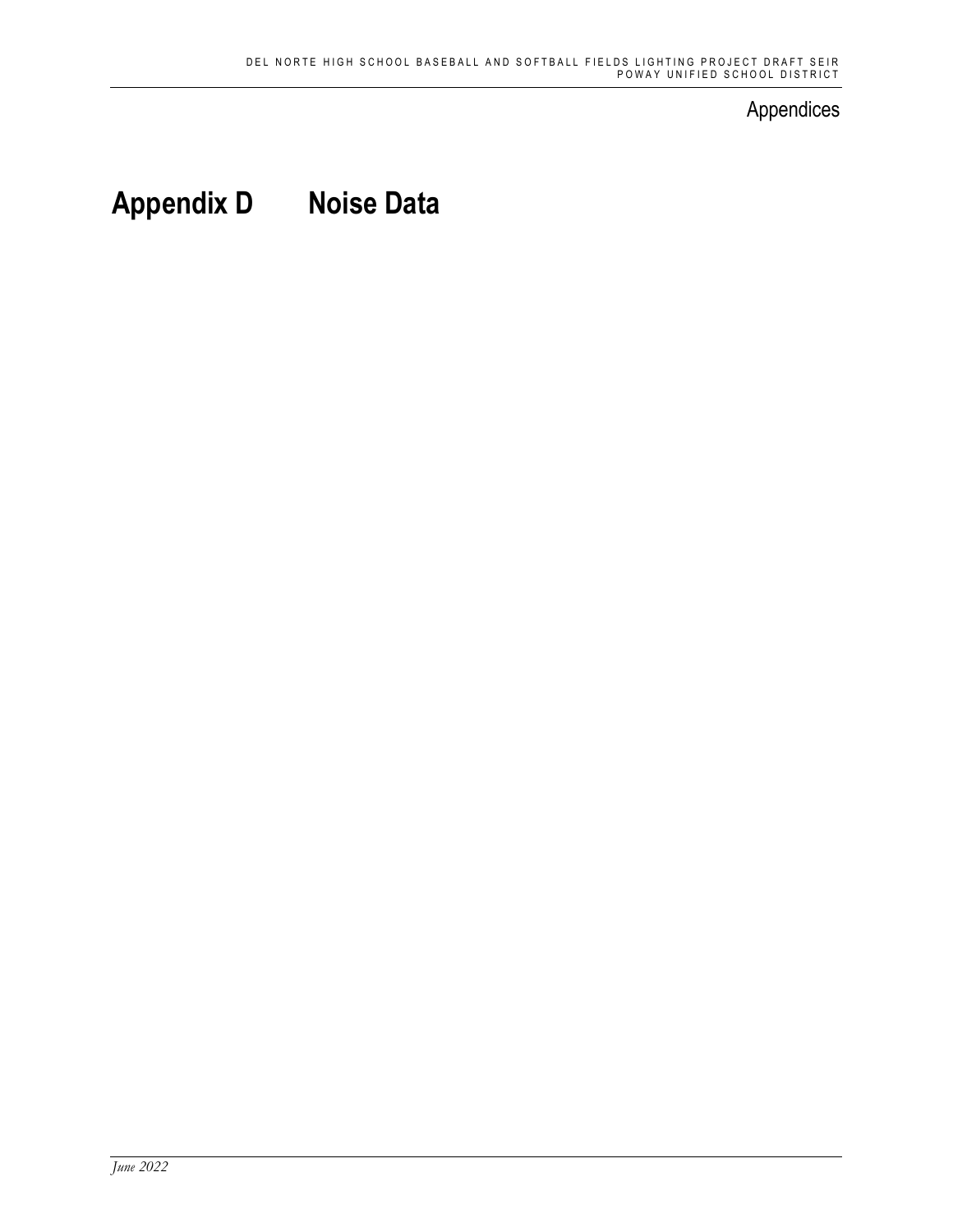Appendices

# Appendix D Noise Data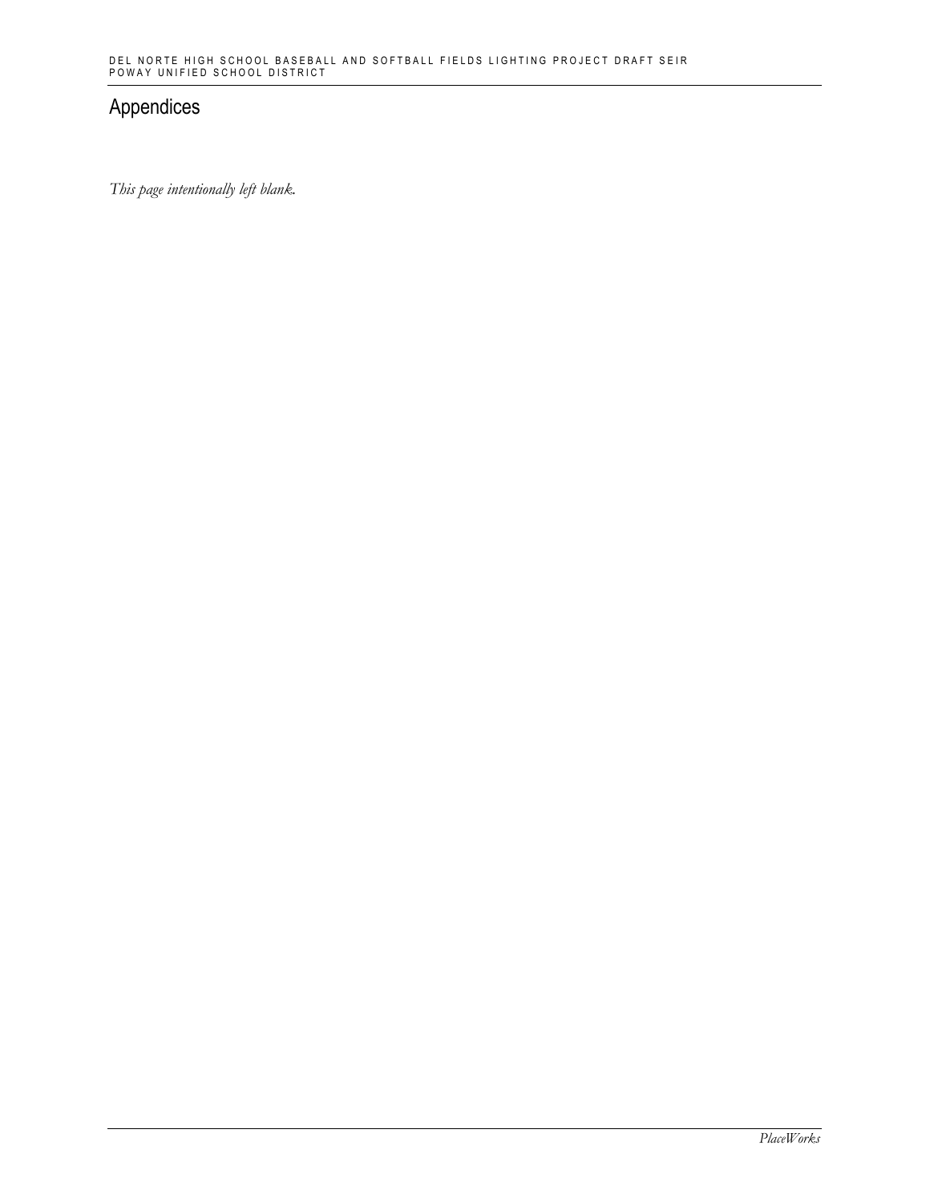## Appendices

*This page intentionally left blank.*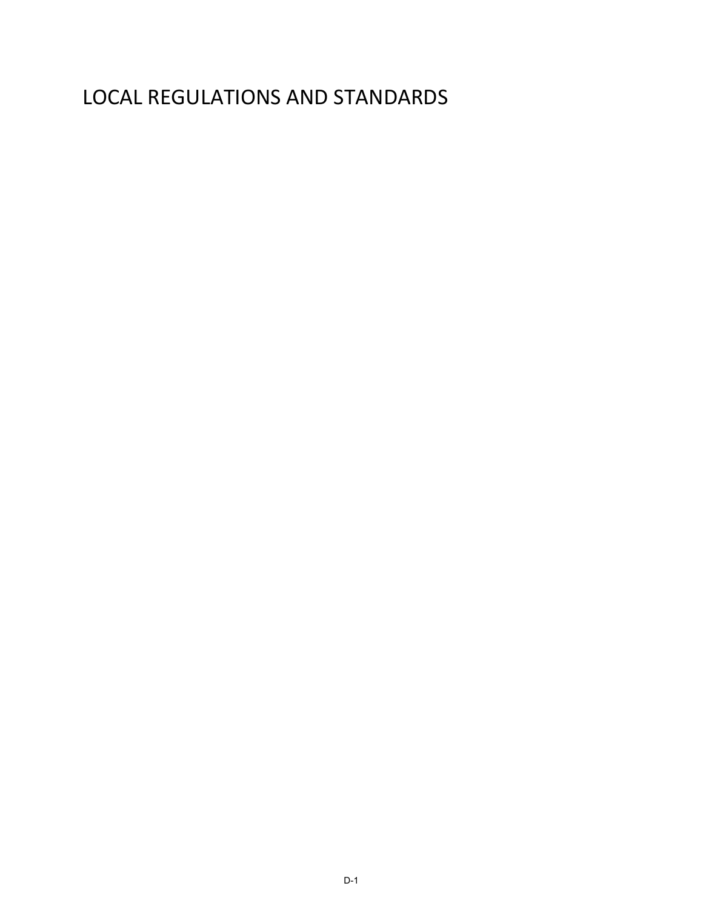# LOCAL REGULATIONS AND STANDARDS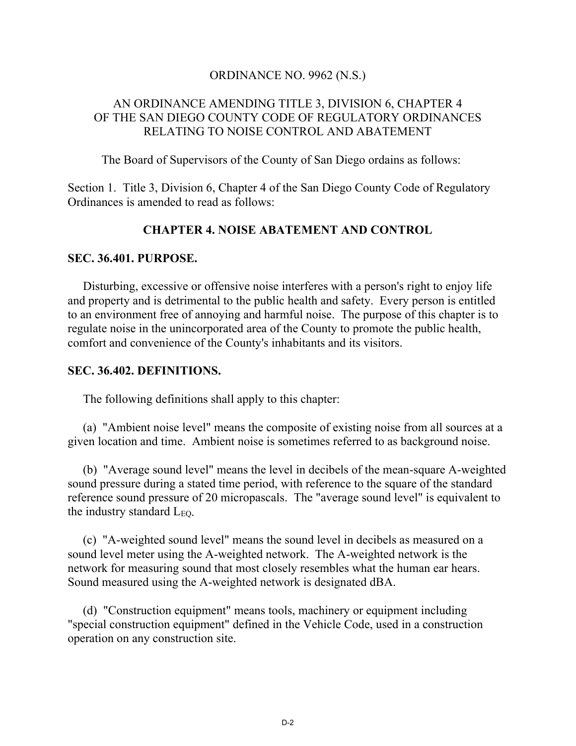ORDINANCE NO. 9962 (N.S.)

AN ORDINANCE AMENDING TITLE 3, DIVISION 6, CHAPTER 4 OF THE SAN DIEGO COUNTY CODE OF REGULATORY ORDINANCES RELATING TO NOISE CONTROL AND ABATEMENT

The Board of Supervisors of the County of San Diego ordains as follows:

Section 1. Title 3, Division 6, Chapter 4 of the San Diego County Code of Regulatory Ordinances is amended to read as follows:

## CHAPTER 4. NOISE ABATEMENT AND CONTROL

### SEC. 36.401. PURPOSE.

Disturbing, excessive or offensive noise interferes with a person's right to enjoy life and property and is detrimental to the public health and safety. Every person is entitled to an environment free of annoying and harmful noise. The purpose of this chapter is to regulate noise in the unincorporated area of the County to promote the public health, comfort and convenience of the County's inhabitants and its visitors.

### SEC. 36.402. DEFINITIONS.

The following definitions shall apply to this chapter:

(a) "Ambient noise level" means the composite of existing noise from all sources at a given location and time. Ambient noise is sometimes referred to as background noise.

(b) "Average sound level" means the level in decibels of the mean-square A-weighted sound pressure during a stated time period, with reference to the square of the standard reference sound pressure of 20 micropascals. The "average sound level" is equivalent to the industry standard $L_{EQ}$.

(c) "A-weighted sound level" means the sound level in decibels as measured on a sound level meter using the A-weighted network. The A-weighted network is the network for measuring sound that most closely resembles what the human ear hears. Sound measured using the A-weighted network is designated dBA.

(d) "Construction equipment" means tools, machinery or equipment including "special construction equipment" defined in the Vehicle Code, used in a construction operation on any construction site.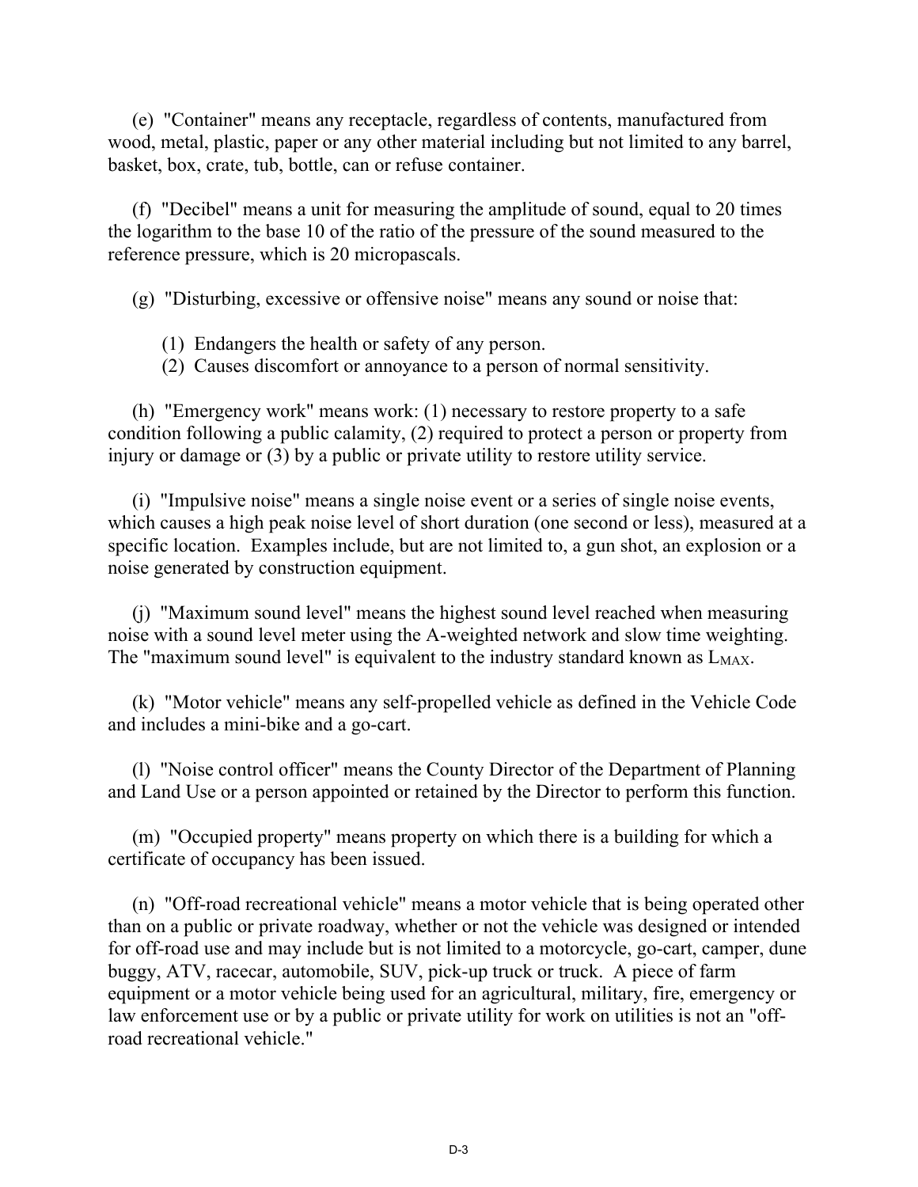(e) "Container" means any receptacle, regardless of contents, manufactured from wood, metal, plastic, paper or any other material including but not limited to any barrel, basket, box, crate, tub, bottle, can or refuse container.

(f) "Decibel" means a unit for measuring the amplitude of sound, equal to 20 times the logarithm to the base 10 of the ratio of the pressure of the sound measured to the reference pressure, which is 20 micropascals.

(g) "Disturbing, excessive or offensive noise" means any sound or noise that:

(1) Endangers the health or safety of any person.
(2) Causes discomfort or annoyance to a person of normal sensitivity.

(h) "Emergency work" means work: (1) necessary to restore property to a safe condition following a public calamity, (2) required to protect a person or property from injury or damage or (3) by a public or private utility to restore utility service.

(i) "Impulsive noise" means a single noise event or a series of single noise events, which causes a high peak noise level of short duration (one second or less), measured at a specific location. Examples include, but are not limited to, a gun shot, an explosion or a noise generated by construction equipment.

(j) "Maximum sound level" means the highest sound level reached when measuring noise with a sound level meter using the A-weighted network and slow time weighting. The "maximum sound level" is equivalent to the industry standard known as $L_{MAX}$.

(k) "Motor vehicle" means any self-propelled vehicle as defined in the Vehicle Code and includes a mini-bike and a go-cart.

(l) "Noise control officer" means the County Director of the Department of Planning and Land Use or a person appointed or retained by the Director to perform this function.

(m) "Occupied property" means property on which there is a building for which a certificate of occupancy has been issued.

(n) "Off-road recreational vehicle" means a motor vehicle that is being operated other than on a public or private roadway, whether or not the vehicle was designed or intended for off-road use and may include but is not limited to a motorcycle, go-cart, camper, dune buggy, ATV, racecar, automobile, SUV, pick-up truck or truck. A piece of farm equipment or a motor vehicle being used for an agricultural, military, fire, emergency or law enforcement use or by a public or private utility for work on utilities is not an "off-road recreational vehicle."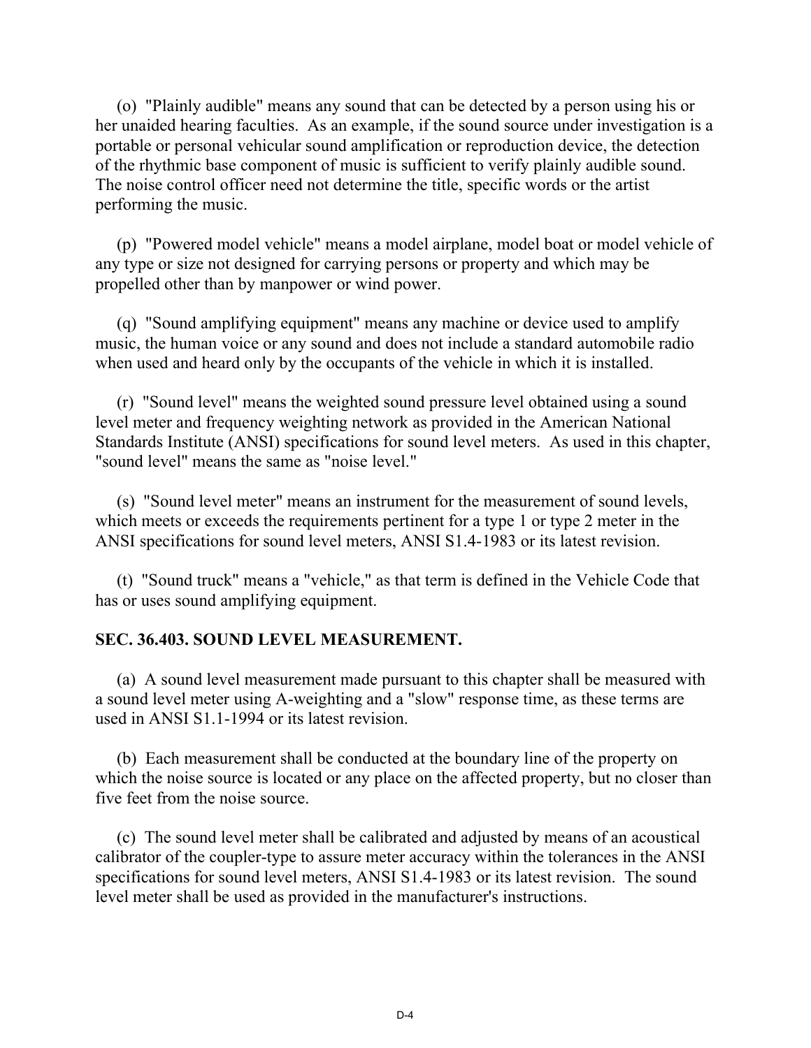(o) "Plainly audible" means any sound that can be detected by a person using his or her unaided hearing faculties. As an example, if the sound source under investigation is a portable or personal vehicular sound amplification or reproduction device, the detection of the rhythmic base component of music is sufficient to verify plainly audible sound. The noise control officer need not determine the title, specific words or the artist performing the music.

(p) "Powered model vehicle" means a model airplane, model boat or model vehicle of any type or size not designed for carrying persons or property and which may be propelled other than by manpower or wind power.

(q) "Sound amplifying equipment" means any machine or device used to amplify music, the human voice or any sound and does not include a standard automobile radio when used and heard only by the occupants of the vehicle in which it is installed.

(r) "Sound level" means the weighted sound pressure level obtained using a sound level meter and frequency weighting network as provided in the American National Standards Institute (ANSI) specifications for sound level meters. As used in this chapter, "sound level" means the same as "noise level."

(s) "Sound level meter" means an instrument for the measurement of sound levels, which meets or exceeds the requirements pertinent for a type 1 or type 2 meter in the ANSI specifications for sound level meters, ANSI S1.4-1983 or its latest revision.

(t) "Sound truck" means a "vehicle," as that term is defined in the Vehicle Code that has or uses sound amplifying equipment.

**SEC. 36.403. SOUND LEVEL MEASUREMENT.**

(a) A sound level measurement made pursuant to this chapter shall be measured with a sound level meter using A-weighting and a "slow" response time, as these terms are used in ANSI S1.1-1994 or its latest revision.

(b) Each measurement shall be conducted at the boundary line of the property on which the noise source is located or any place on the affected property, but no closer than five feet from the noise source.

(c) The sound level meter shall be calibrated and adjusted by means of an acoustical calibrator of the coupler-type to assure meter accuracy within the tolerances in the ANSI specifications for sound level meters, ANSI S1.4-1983 or its latest revision. The sound level meter shall be used as provided in the manufacturer's instructions.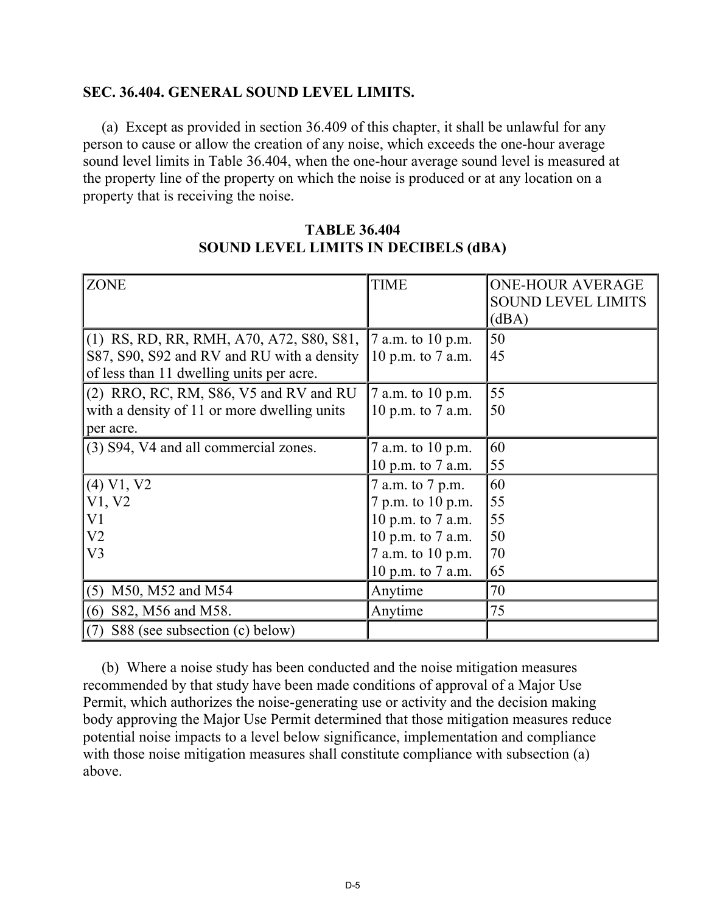### SEC. 36.404. GENERAL SOUND LEVEL LIMITS.

(a) Except as provided in section 36.409 of this chapter, it shall be unlawful for any person to cause or allow the creation of any noise, which exceeds the one-hour average sound level limits in Table 36.404, when the one-hour average sound level is measured at the property line of the property on which the noise is produced or at any location on a property that is receiving the noise.

**TABLE 36.404**
**SOUND LEVEL LIMITS IN DECIBELS (dBA)**

| ZONE | TIME | ONE-HOUR AVERAGE SOUND LEVEL LIMITS (dBA) |
|---|---|---|
| (1) RS, RD, RR, RMH, A70, A72, S80, S81, S87, S90, S92 and RV and RU with a density of less than 11 dwelling units per acre. | 7 a.m. to 10 p.m.<br>10 p.m. to 7 a.m. | 50<br>45 |
| (2) RRO, RC, RM, S86, V5 and RV and RU with a density of 11 or more dwelling units per acre. | 7 a.m. to 10 p.m.<br>10 p.m. to 7 a.m. | 55<br>50 |
| (3) S94, V4 and all commercial zones. | 7 a.m. to 10 p.m.<br>10 p.m. to 7 a.m. | 60<br>55 |
| (4) V1, V2<br>V1, V2<br>V1<br>V2<br>V3 | 7 a.m. to 7 p.m.<br>7 p.m. to 10 p.m.<br>10 p.m. to 7 a.m.<br>10 p.m. to 7 a.m.<br>7 a.m. to 10 p.m.<br>10 p.m. to 7 a.m. | 60<br>55<br>55<br>50<br>70<br>65 |
| (5) M50, M52 and M54 | Anytime | 70 |
| (6) S82, M56 and M58. | Anytime | 75 |
| (7) S88 (see subsection (c) below) | | |

(b) Where a noise study has been conducted and the noise mitigation measures recommended by that study have been made conditions of approval of a Major Use Permit, which authorizes the noise-generating use or activity and the decision making body approving the Major Use Permit determined that those mitigation measures reduce potential noise impacts to a level below significance, implementation and compliance with those noise mitigation measures shall constitute compliance with subsection (a) above.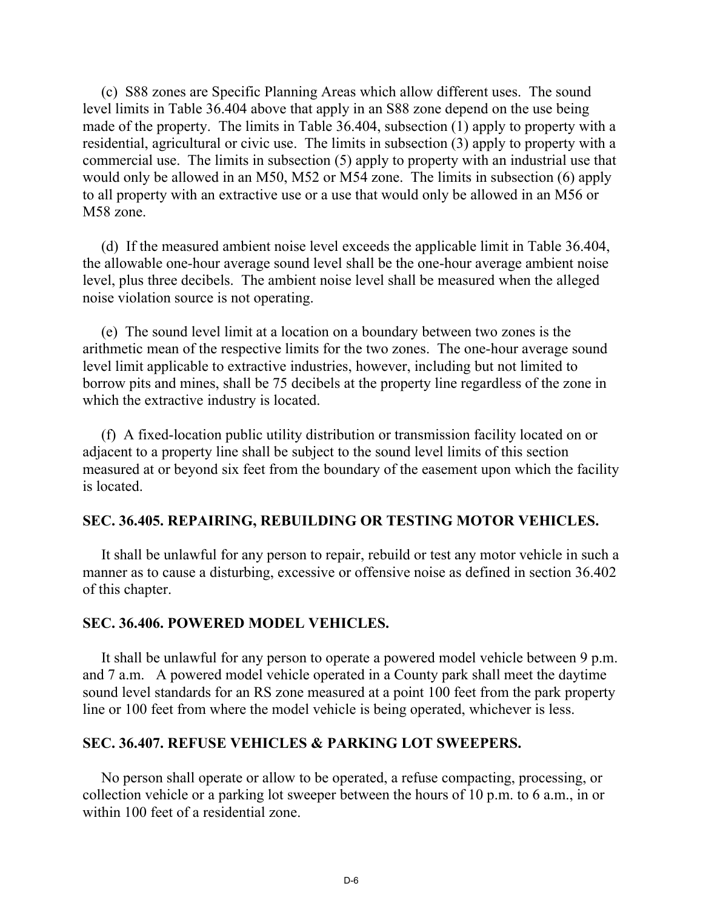(c) S88 zones are Specific Planning Areas which allow different uses. The sound level limits in Table 36.404 above that apply in an S88 zone depend on the use being made of the property. The limits in Table 36.404, subsection (1) apply to property with a residential, agricultural or civic use. The limits in subsection (3) apply to property with a commercial use. The limits in subsection (5) apply to property with an industrial use that would only be allowed in an M50, M52 or M54 zone. The limits in subsection (6) apply to all property with an extractive use or a use that would only be allowed in an M56 or M58 zone.

(d) If the measured ambient noise level exceeds the applicable limit in Table 36.404, the allowable one-hour average sound level shall be the one-hour average ambient noise level, plus three decibels. The ambient noise level shall be measured when the alleged noise violation source is not operating.

(e) The sound level limit at a location on a boundary between two zones is the arithmetic mean of the respective limits for the two zones. The one-hour average sound level limit applicable to extractive industries, however, including but not limited to borrow pits and mines, shall be 75 decibels at the property line regardless of the zone in which the extractive industry is located.

(f) A fixed-location public utility distribution or transmission facility located on or adjacent to a property line shall be subject to the sound level limits of this section measured at or beyond six feet from the boundary of the easement upon which the facility is located.

## SEC. 36.405. REPAIRING, REBUILDING OR TESTING MOTOR VEHICLES.

It shall be unlawful for any person to repair, rebuild or test any motor vehicle in such a manner as to cause a disturbing, excessive or offensive noise as defined in section 36.402 of this chapter.

## SEC. 36.406. POWERED MODEL VEHICLES.

It shall be unlawful for any person to operate a powered model vehicle between 9 p.m. and 7 a.m. A powered model vehicle operated in a County park shall meet the daytime sound level standards for an RS zone measured at a point 100 feet from the park property line or 100 feet from where the model vehicle is being operated, whichever is less.

## SEC. 36.407. REFUSE VEHICLES & PARKING LOT SWEEPERS.

No person shall operate or allow to be operated, a refuse compacting, processing, or collection vehicle or a parking lot sweeper between the hours of 10 p.m. to 6 a.m., in or within 100 feet of a residential zone.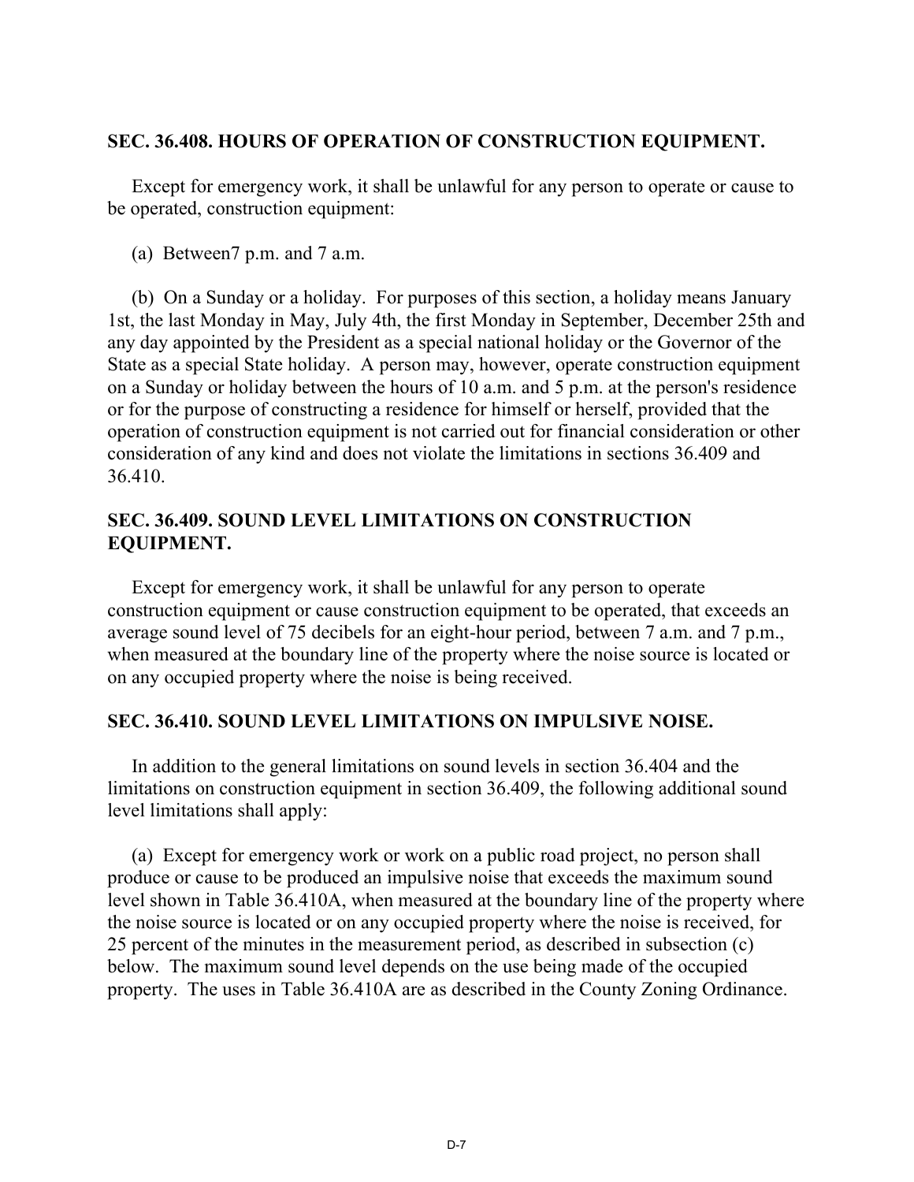**SEC. 36.408. HOURS OF OPERATION OF CONSTRUCTION EQUIPMENT.**

Except for emergency work, it shall be unlawful for any person to operate or cause to be operated, construction equipment:

(a) Between7 p.m. and 7 a.m.

(b) On a Sunday or a holiday. For purposes of this section, a holiday means January 1st, the last Monday in May, July 4th, the first Monday in September, December 25th and any day appointed by the President as a special national holiday or the Governor of the State as a special State holiday. A person may, however, operate construction equipment on a Sunday or holiday between the hours of 10 a.m. and 5 p.m. at the person's residence or for the purpose of constructing a residence for himself or herself, provided that the operation of construction equipment is not carried out for financial consideration or other consideration of any kind and does not violate the limitations in sections 36.409 and 36.410.

**SEC. 36.409. SOUND LEVEL LIMITATIONS ON CONSTRUCTION EQUIPMENT.**

Except for emergency work, it shall be unlawful for any person to operate construction equipment or cause construction equipment to be operated, that exceeds an average sound level of 75 decibels for an eight-hour period, between 7 a.m. and 7 p.m., when measured at the boundary line of the property where the noise source is located or on any occupied property where the noise is being received.

**SEC. 36.410. SOUND LEVEL LIMITATIONS ON IMPULSIVE NOISE.**

In addition to the general limitations on sound levels in section 36.404 and the limitations on construction equipment in section 36.409, the following additional sound level limitations shall apply:

(a) Except for emergency work or work on a public road project, no person shall produce or cause to be produced an impulsive noise that exceeds the maximum sound level shown in Table 36.410A, when measured at the boundary line of the property where the noise source is located or on any occupied property where the noise is received, for 25 percent of the minutes in the measurement period, as described in subsection (c) below. The maximum sound level depends on the use being made of the occupied property. The uses in Table 36.410A are as described in the County Zoning Ordinance.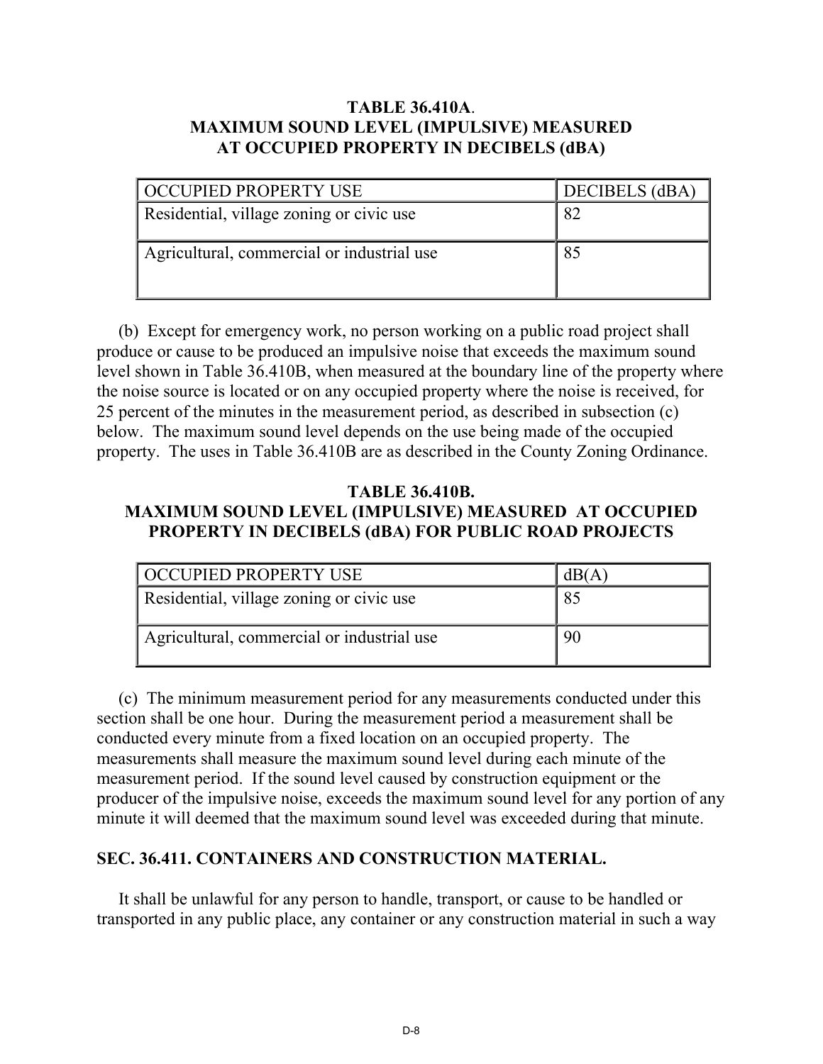**TABLE 36.410A.**
**MAXIMUM SOUND LEVEL (IMPULSIVE) MEASURED AT OCCUPIED PROPERTY IN DECIBELS (dBA)**

| OCCUPIED PROPERTY USE | DECIBELS (dBA) |
|---|---|
| Residential, village zoning or civic use | 82 |
| Agricultural, commercial or industrial use | 85 |

(b) Except for emergency work, no person working on a public road project shall produce or cause to be produced an impulsive noise that exceeds the maximum sound level shown in Table 36.410B, when measured at the boundary line of the property where the noise source is located or on any occupied property where the noise is received, for 25 percent of the minutes in the measurement period, as described in subsection (c) below. The maximum sound level depends on the use being made of the occupied property. The uses in Table 36.410B are as described in the County Zoning Ordinance.

**TABLE 36.410B.**
**MAXIMUM SOUND LEVEL (IMPULSIVE) MEASURED AT OCCUPIED PROPERTY IN DECIBELS (dBA) FOR PUBLIC ROAD PROJECTS**

| OCCUPIED PROPERTY USE | dB(A) |
|---|---|
| Residential, village zoning or civic use | 85 |
| Agricultural, commercial or industrial use | 90 |

(c) The minimum measurement period for any measurements conducted under this section shall be one hour. During the measurement period a measurement shall be conducted every minute from a fixed location on an occupied property. The measurements shall measure the maximum sound level during each minute of the measurement period. If the sound level caused by construction equipment or the producer of the impulsive noise, exceeds the maximum sound level for any portion of any minute it will deemed that the maximum sound level was exceeded during that minute.

### SEC. 36.411. CONTAINERS AND CONSTRUCTION MATERIAL.

It shall be unlawful for any person to handle, transport, or cause to be handled or transported in any public place, any container or any construction material in such a way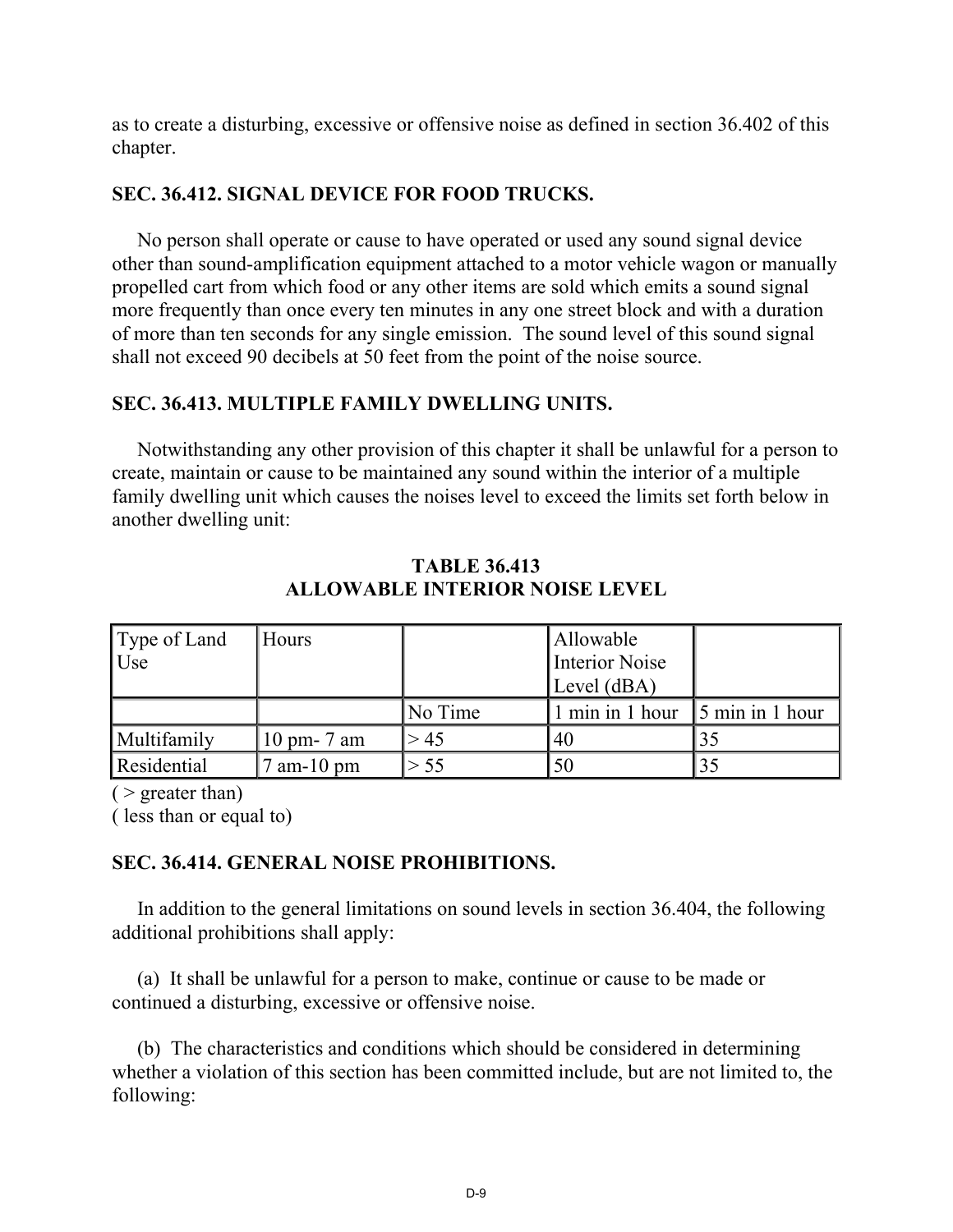as to create a disturbing, excessive or offensive noise as defined in section 36.402 of this chapter.

### SEC. 36.412. SIGNAL DEVICE FOR FOOD TRUCKS.

No person shall operate or cause to have operated or used any sound signal device other than sound-amplification equipment attached to a motor vehicle wagon or manually propelled cart from which food or any other items are sold which emits a sound signal more frequently than once every ten minutes in any one street block and with a duration of more than ten seconds for any single emission. The sound level of this sound signal shall not exceed 90 decibels at 50 feet from the point of the noise source.

### SEC. 36.413. MULTIPLE FAMILY DWELLING UNITS.

Notwithstanding any other provision of this chapter it shall be unlawful for a person to create, maintain or cause to be maintained any sound within the interior of a multiple family dwelling unit which causes the noises level to exceed the limits set forth below in another dwelling unit:

**TABLE 36.413**
**ALLOWABLE INTERIOR NOISE LEVEL**

| Type of Land Use | Hours | | Allowable Interior Noise Level (dBA) | |
|---|---|---|---|---|
| | | No Time | 1 min in 1 hour | 5 min in 1 hour |
| Multifamily | 10 pm- 7 am | > 45 | 40 | 35 |
| Residential | 7 am-10 pm | > 55 | 50 | 35 |

( > greater than)
( less than or equal to)

### SEC. 36.414. GENERAL NOISE PROHIBITIONS.

In addition to the general limitations on sound levels in section 36.404, the following additional prohibitions shall apply:

(a) It shall be unlawful for a person to make, continue or cause to be made or continued a disturbing, excessive or offensive noise.

(b) The characteristics and conditions which should be considered in determining whether a violation of this section has been committed include, but are not limited to, the following: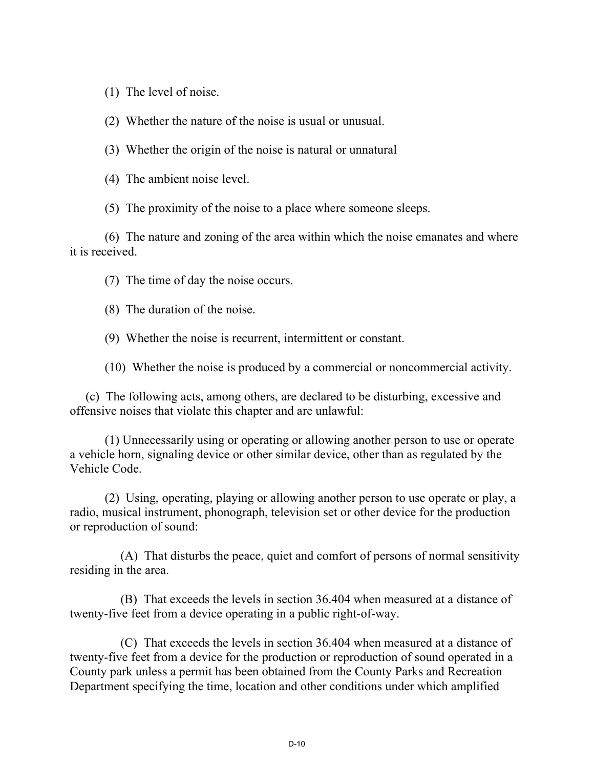(1) The level of noise.

(2) Whether the nature of the noise is usual or unusual.

(3) Whether the origin of the noise is natural or unnatural

(4) The ambient noise level.

(5) The proximity of the noise to a place where someone sleeps.

(6) The nature and zoning of the area within which the noise emanates and where it is received.

(7) The time of day the noise occurs.

(8) The duration of the noise.

(9) Whether the noise is recurrent, intermittent or constant.

(10) Whether the noise is produced by a commercial or noncommercial activity.

(c) The following acts, among others, are declared to be disturbing, excessive and offensive noises that violate this chapter and are unlawful:

(1) Unnecessarily using or operating or allowing another person to use or operate a vehicle horn, signaling device or other similar device, other than as regulated by the Vehicle Code.

(2) Using, operating, playing or allowing another person to use operate or play, a radio, musical instrument, phonograph, television set or other device for the production or reproduction of sound:

(A) That disturbs the peace, quiet and comfort of persons of normal sensitivity residing in the area.

(B) That exceeds the levels in section 36.404 when measured at a distance of twenty-five feet from a device operating in a public right-of-way.

(C) That exceeds the levels in section 36.404 when measured at a distance of twenty-five feet from a device for the production or reproduction of sound operated in a County park unless a permit has been obtained from the County Parks and Recreation Department specifying the time, location and other conditions under which amplified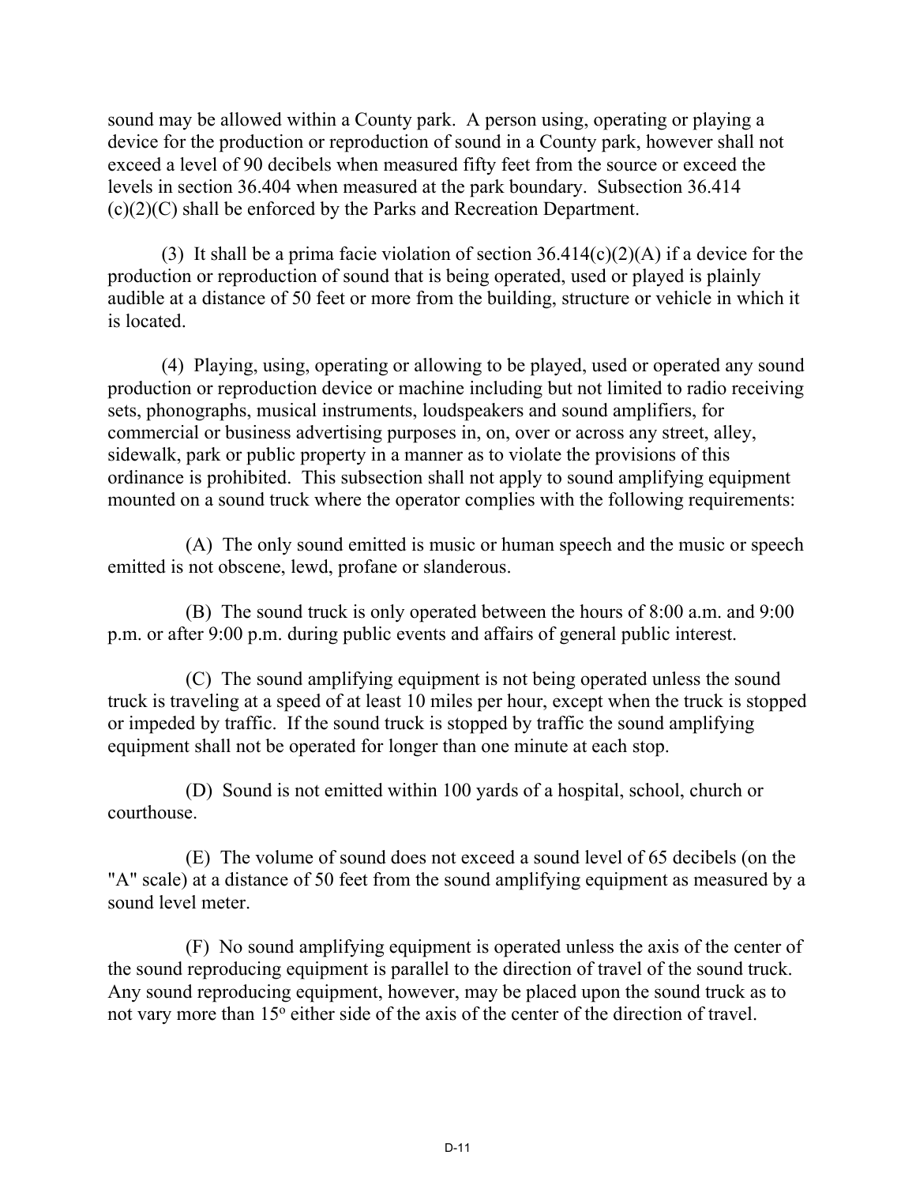sound may be allowed within a County park. A person using, operating or playing a device for the production or reproduction of sound in a County park, however shall not exceed a level of 90 decibels when measured fifty feet from the source or exceed the levels in section 36.404 when measured at the park boundary. Subsection 36.414 (c)(2)(C) shall be enforced by the Parks and Recreation Department.

(3) It shall be a prima facie violation of section 36.414(c)(2)(A) if a device for the production or reproduction of sound that is being operated, used or played is plainly audible at a distance of 50 feet or more from the building, structure or vehicle in which it is located.

(4) Playing, using, operating or allowing to be played, used or operated any sound production or reproduction device or machine including but not limited to radio receiving sets, phonographs, musical instruments, loudspeakers and sound amplifiers, for commercial or business advertising purposes in, on, over or across any street, alley, sidewalk, park or public property in a manner as to violate the provisions of this ordinance is prohibited. This subsection shall not apply to sound amplifying equipment mounted on a sound truck where the operator complies with the following requirements:

(A) The only sound emitted is music or human speech and the music or speech emitted is not obscene, lewd, profane or slanderous.

(B) The sound truck is only operated between the hours of 8:00 a.m. and 9:00 p.m. or after 9:00 p.m. during public events and affairs of general public interest.

(C) The sound amplifying equipment is not being operated unless the sound truck is traveling at a speed of at least 10 miles per hour, except when the truck is stopped or impeded by traffic. If the sound truck is stopped by traffic the sound amplifying equipment shall not be operated for longer than one minute at each stop.

(D) Sound is not emitted within 100 yards of a hospital, school, church or courthouse.

(E) The volume of sound does not exceed a sound level of 65 decibels (on the "A" scale) at a distance of 50 feet from the sound amplifying equipment as measured by a sound level meter.

(F) No sound amplifying equipment is operated unless the axis of the center of the sound reproducing equipment is parallel to the direction of travel of the sound truck. Any sound reproducing equipment, however, may be placed upon the sound truck as to not vary more than $15^{o}$ either side of the axis of the center of the direction of travel.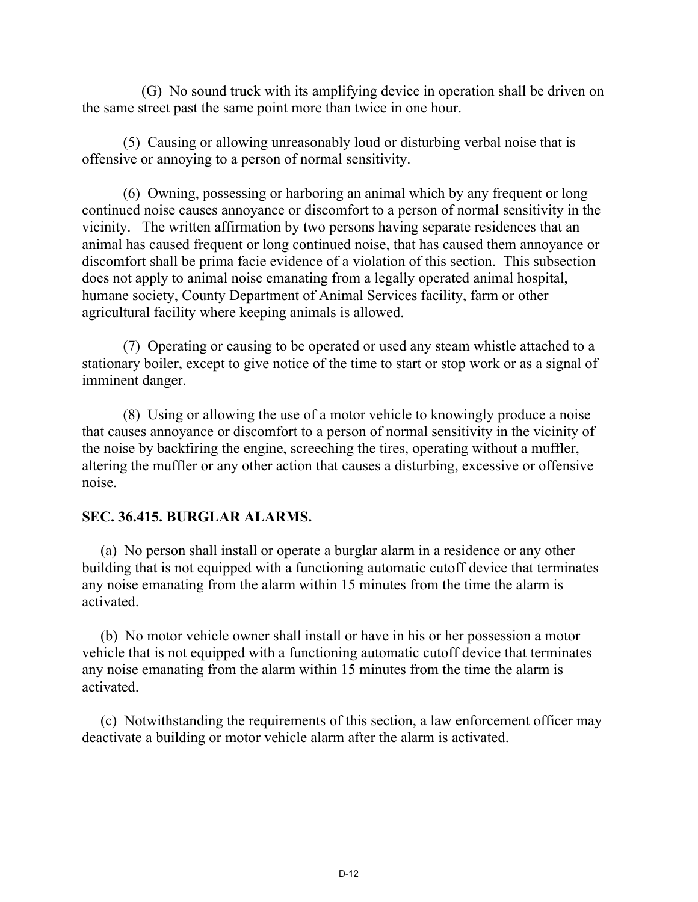(G) No sound truck with its amplifying device in operation shall be driven on the same street past the same point more than twice in one hour.

(5) Causing or allowing unreasonably loud or disturbing verbal noise that is offensive or annoying to a person of normal sensitivity.

(6) Owning, possessing or harboring an animal which by any frequent or long continued noise causes annoyance or discomfort to a person of normal sensitivity in the vicinity. The written affirmation by two persons having separate residences that an animal has caused frequent or long continued noise, that has caused them annoyance or discomfort shall be prima facie evidence of a violation of this section. This subsection does not apply to animal noise emanating from a legally operated animal hospital, humane society, County Department of Animal Services facility, farm or other agricultural facility where keeping animals is allowed.

(7) Operating or causing to be operated or used any steam whistle attached to a stationary boiler, except to give notice of the time to start or stop work or as a signal of imminent danger.

(8) Using or allowing the use of a motor vehicle to knowingly produce a noise that causes annoyance or discomfort to a person of normal sensitivity in the vicinity of the noise by backfiring the engine, screeching the tires, operating without a muffler, altering the muffler or any other action that causes a disturbing, excessive or offensive noise.

**SEC. 36.415. BURGLAR ALARMS.**

(a) No person shall install or operate a burglar alarm in a residence or any other building that is not equipped with a functioning automatic cutoff device that terminates any noise emanating from the alarm within 15 minutes from the time the alarm is activated.

(b) No motor vehicle owner shall install or have in his or her possession a motor vehicle that is not equipped with a functioning automatic cutoff device that terminates any noise emanating from the alarm within 15 minutes from the time the alarm is activated.

(c) Notwithstanding the requirements of this section, a law enforcement officer may deactivate a building or motor vehicle alarm after the alarm is activated.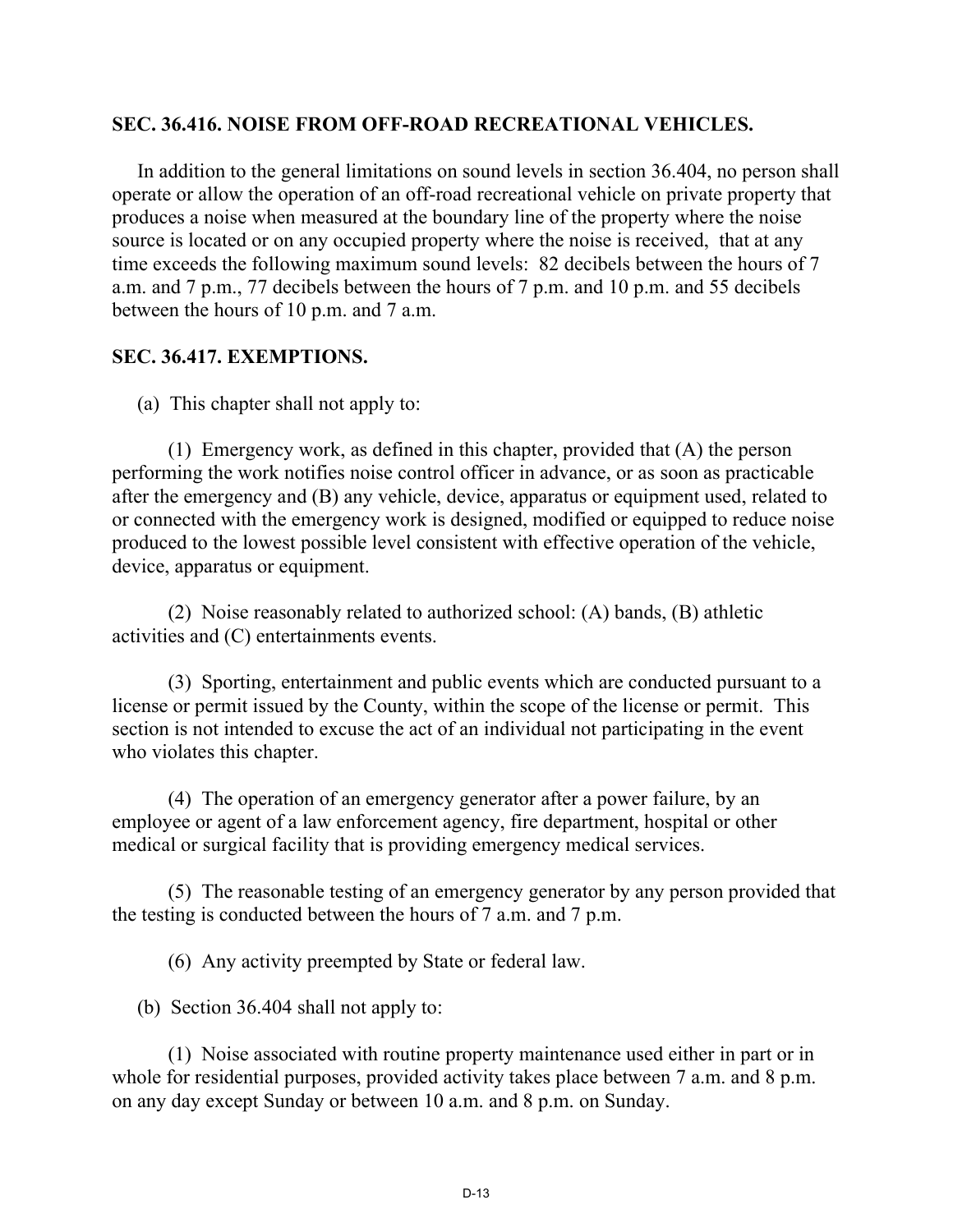### SEC. 36.416. NOISE FROM OFF-ROAD RECREATIONAL VEHICLES.

In addition to the general limitations on sound levels in section 36.404, no person shall operate or allow the operation of an off-road recreational vehicle on private property that produces a noise when measured at the boundary line of the property where the noise source is located or on any occupied property where the noise is received, that at any time exceeds the following maximum sound levels: 82 decibels between the hours of 7 a.m. and 7 p.m., 77 decibels between the hours of 7 p.m. and 10 p.m. and 55 decibels between the hours of 10 p.m. and 7 a.m.

### SEC. 36.417. EXEMPTIONS.

(a) This chapter shall not apply to:

(1) Emergency work, as defined in this chapter, provided that (A) the person performing the work notifies noise control officer in advance, or as soon as practicable after the emergency and (B) any vehicle, device, apparatus or equipment used, related to or connected with the emergency work is designed, modified or equipped to reduce noise produced to the lowest possible level consistent with effective operation of the vehicle, device, apparatus or equipment.

(2) Noise reasonably related to authorized school: (A) bands, (B) athletic activities and (C) entertainments events.

(3) Sporting, entertainment and public events which are conducted pursuant to a license or permit issued by the County, within the scope of the license or permit. This section is not intended to excuse the act of an individual not participating in the event who violates this chapter.

(4) The operation of an emergency generator after a power failure, by an employee or agent of a law enforcement agency, fire department, hospital or other medical or surgical facility that is providing emergency medical services.

(5) The reasonable testing of an emergency generator by any person provided that the testing is conducted between the hours of 7 a.m. and 7 p.m.

(6) Any activity preempted by State or federal law.

(b) Section 36.404 shall not apply to:

(1) Noise associated with routine property maintenance used either in part or in whole for residential purposes, provided activity takes place between 7 a.m. and 8 p.m. on any day except Sunday or between 10 a.m. and 8 p.m. on Sunday.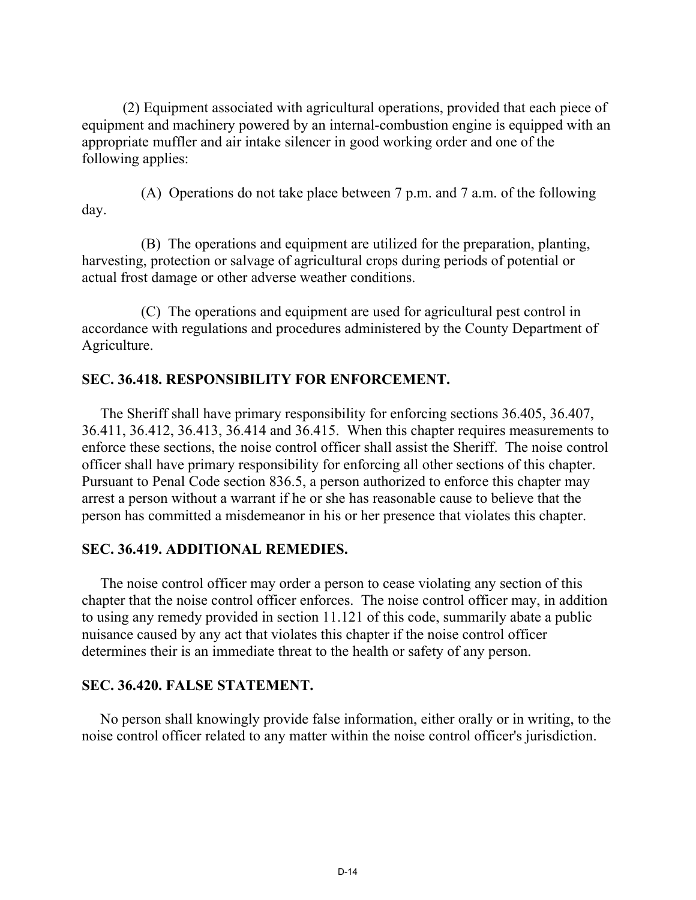(2) Equipment associated with agricultural operations, provided that each piece of equipment and machinery powered by an internal-combustion engine is equipped with an appropriate muffler and air intake silencer in good working order and one of the following applies:

(A) Operations do not take place between 7 p.m. and 7 a.m. of the following day.

(B) The operations and equipment are utilized for the preparation, planting, harvesting, protection or salvage of agricultural crops during periods of potential or actual frost damage or other adverse weather conditions.

(C) The operations and equipment are used for agricultural pest control in accordance with regulations and procedures administered by the County Department of Agriculture.

**SEC. 36.418. RESPONSIBILITY FOR ENFORCEMENT.**

The Sheriff shall have primary responsibility for enforcing sections 36.405, 36.407, 36.411, 36.412, 36.413, 36.414 and 36.415. When this chapter requires measurements to enforce these sections, the noise control officer shall assist the Sheriff. The noise control officer shall have primary responsibility for enforcing all other sections of this chapter. Pursuant to Penal Code section 836.5, a person authorized to enforce this chapter may arrest a person without a warrant if he or she has reasonable cause to believe that the person has committed a misdemeanor in his or her presence that violates this chapter.

**SEC. 36.419. ADDITIONAL REMEDIES.**

The noise control officer may order a person to cease violating any section of this chapter that the noise control officer enforces. The noise control officer may, in addition to using any remedy provided in section 11.121 of this code, summarily abate a public nuisance caused by any act that violates this chapter if the noise control officer determines their is an immediate threat to the health or safety of any person.

**SEC. 36.420. FALSE STATEMENT.**

No person shall knowingly provide false information, either orally or in writing, to the noise control officer related to any matter within the noise control officer's jurisdiction.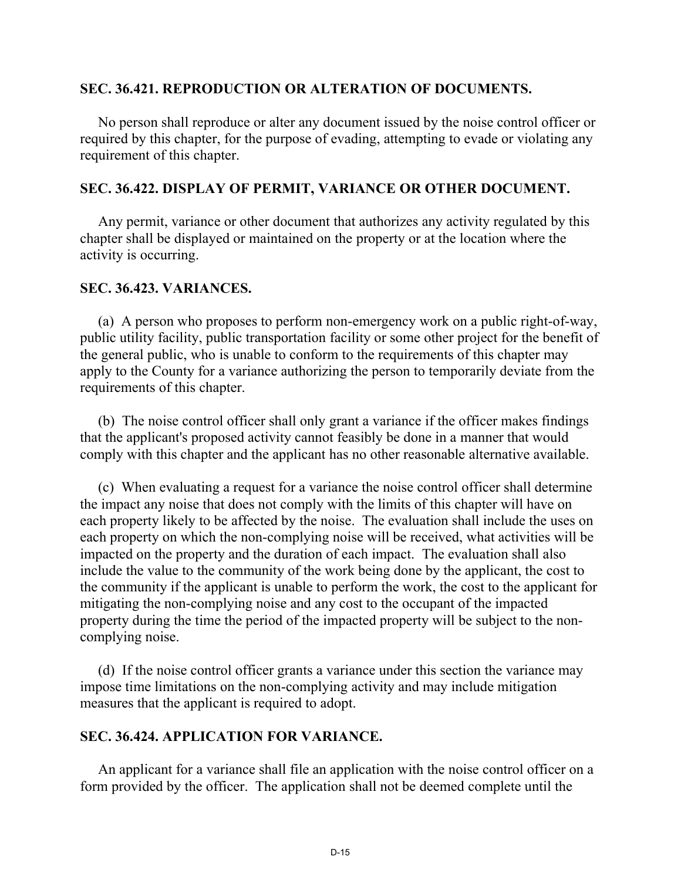### SEC. 36.421. REPRODUCTION OR ALTERATION OF DOCUMENTS.

No person shall reproduce or alter any document issued by the noise control officer or required by this chapter, for the purpose of evading, attempting to evade or violating any requirement of this chapter.

### SEC. 36.422. DISPLAY OF PERMIT, VARIANCE OR OTHER DOCUMENT.

Any permit, variance or other document that authorizes any activity regulated by this chapter shall be displayed or maintained on the property or at the location where the activity is occurring.

### SEC. 36.423. VARIANCES.

(a) A person who proposes to perform non-emergency work on a public right-of-way, public utility facility, public transportation facility or some other project for the benefit of the general public, who is unable to conform to the requirements of this chapter may apply to the County for a variance authorizing the person to temporarily deviate from the requirements of this chapter.

(b) The noise control officer shall only grant a variance if the officer makes findings that the applicant's proposed activity cannot feasibly be done in a manner that would comply with this chapter and the applicant has no other reasonable alternative available.

(c) When evaluating a request for a variance the noise control officer shall determine the impact any noise that does not comply with the limits of this chapter will have on each property likely to be affected by the noise. The evaluation shall include the uses on each property on which the non-complying noise will be received, what activities will be impacted on the property and the duration of each impact. The evaluation shall also include the value to the community of the work being done by the applicant, the cost to the community if the applicant is unable to perform the work, the cost to the applicant for mitigating the non-complying noise and any cost to the occupant of the impacted property during the time the period of the impacted property will be subject to the non-complying noise.

(d) If the noise control officer grants a variance under this section the variance may impose time limitations on the non-complying activity and may include mitigation measures that the applicant is required to adopt.

### SEC. 36.424. APPLICATION FOR VARIANCE.

An applicant for a variance shall file an application with the noise control officer on a form provided by the officer. The application shall not be deemed complete until the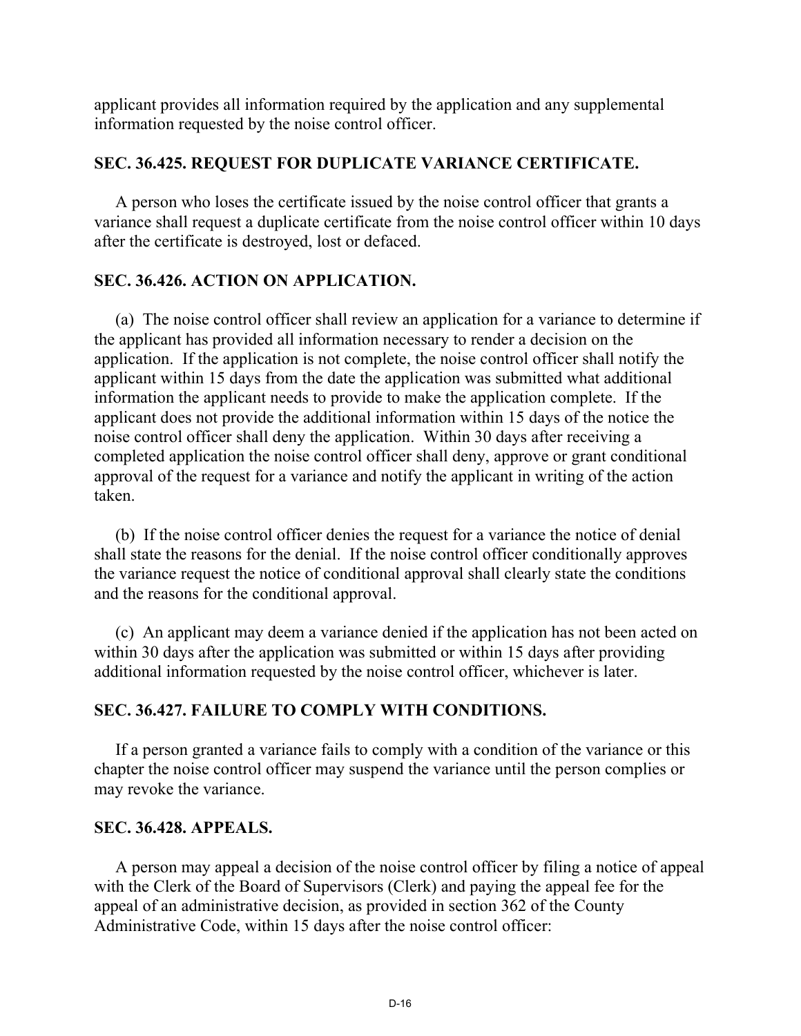applicant provides all information required by the application and any supplemental information requested by the noise control officer.

### SEC. 36.425. REQUEST FOR DUPLICATE VARIANCE CERTIFICATE.

A person who loses the certificate issued by the noise control officer that grants a variance shall request a duplicate certificate from the noise control officer within 10 days after the certificate is destroyed, lost or defaced.

### SEC. 36.426. ACTION ON APPLICATION.

(a) The noise control officer shall review an application for a variance to determine if the applicant has provided all information necessary to render a decision on the application. If the application is not complete, the noise control officer shall notify the applicant within 15 days from the date the application was submitted what additional information the applicant needs to provide to make the application complete. If the applicant does not provide the additional information within 15 days of the notice the noise control officer shall deny the application. Within 30 days after receiving a completed application the noise control officer shall deny, approve or grant conditional approval of the request for a variance and notify the applicant in writing of the action taken.

(b) If the noise control officer denies the request for a variance the notice of denial shall state the reasons for the denial. If the noise control officer conditionally approves the variance request the notice of conditional approval shall clearly state the conditions and the reasons for the conditional approval.

(c) An applicant may deem a variance denied if the application has not been acted on within 30 days after the application was submitted or within 15 days after providing additional information requested by the noise control officer, whichever is later.

### SEC. 36.427. FAILURE TO COMPLY WITH CONDITIONS.

If a person granted a variance fails to comply with a condition of the variance or this chapter the noise control officer may suspend the variance until the person complies or may revoke the variance.

### SEC. 36.428. APPEALS.

A person may appeal a decision of the noise control officer by filing a notice of appeal with the Clerk of the Board of Supervisors (Clerk) and paying the appeal fee for the appeal of an administrative decision, as provided in section 362 of the County Administrative Code, within 15 days after the noise control officer: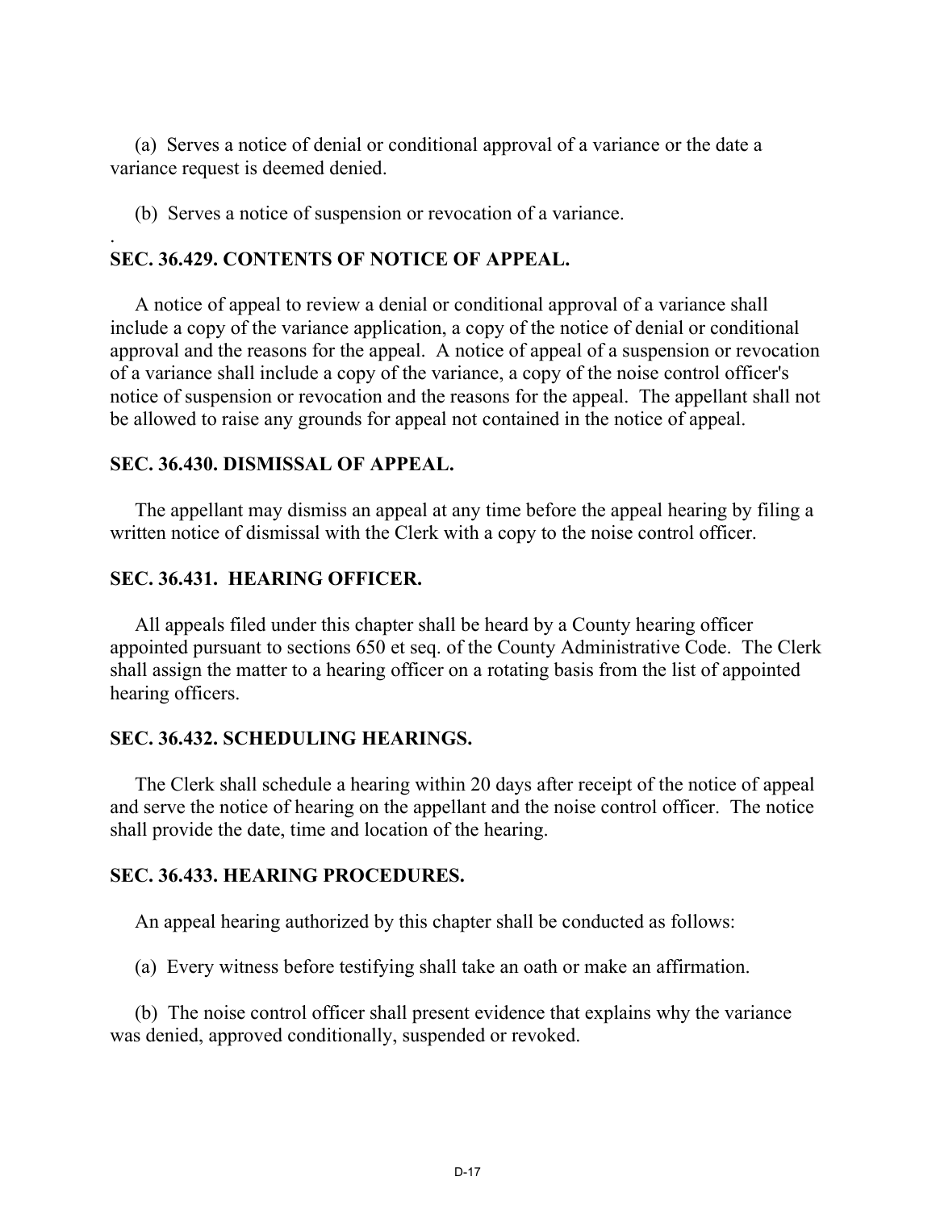(a) Serves a notice of denial or conditional approval of a variance or the date a variance request is deemed denied.

(b) Serves a notice of suspension or revocation of a variance.

**SEC. 36.429. CONTENTS OF NOTICE OF APPEAL.**

A notice of appeal to review a denial or conditional approval of a variance shall include a copy of the variance application, a copy of the notice of denial or conditional approval and the reasons for the appeal. A notice of appeal of a suspension or revocation of a variance shall include a copy of the variance, a copy of the noise control officer's notice of suspension or revocation and the reasons for the appeal. The appellant shall not be allowed to raise any grounds for appeal not contained in the notice of appeal.

**SEC. 36.430. DISMISSAL OF APPEAL.**

The appellant may dismiss an appeal at any time before the appeal hearing by filing a written notice of dismissal with the Clerk with a copy to the noise control officer.

**SEC. 36.431. HEARING OFFICER.**

All appeals filed under this chapter shall be heard by a County hearing officer appointed pursuant to sections 650 et seq. of the County Administrative Code. The Clerk shall assign the matter to a hearing officer on a rotating basis from the list of appointed hearing officers.

**SEC. 36.432. SCHEDULING HEARINGS.**

The Clerk shall schedule a hearing within 20 days after receipt of the notice of appeal and serve the notice of hearing on the appellant and the noise control officer. The notice shall provide the date, time and location of the hearing.

**SEC. 36.433. HEARING PROCEDURES.**

An appeal hearing authorized by this chapter shall be conducted as follows:

(a) Every witness before testifying shall take an oath or make an affirmation.

(b) The noise control officer shall present evidence that explains why the variance was denied, approved conditionally, suspended or revoked.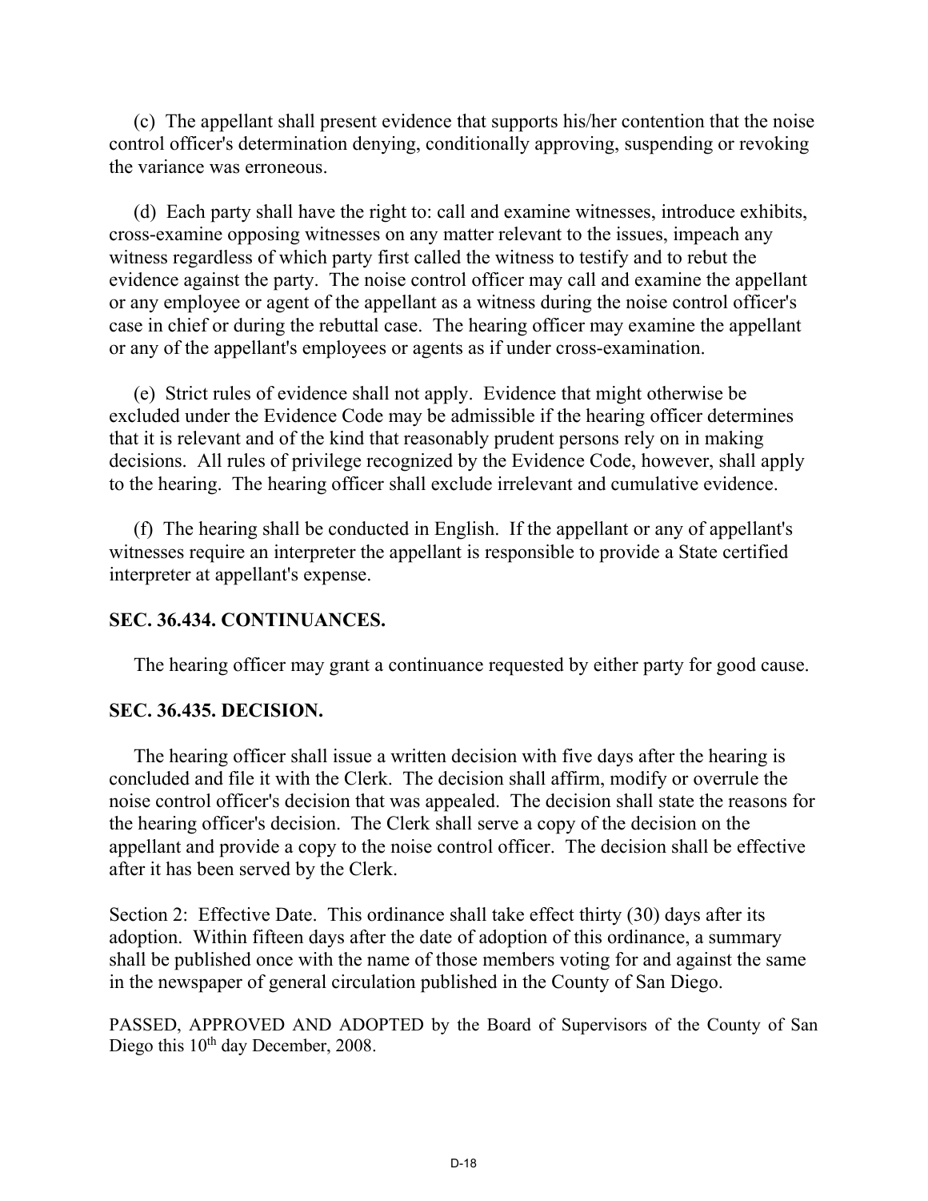(c) The appellant shall present evidence that supports his/her contention that the noise control officer's determination denying, conditionally approving, suspending or revoking the variance was erroneous.

(d) Each party shall have the right to: call and examine witnesses, introduce exhibits, cross-examine opposing witnesses on any matter relevant to the issues, impeach any witness regardless of which party first called the witness to testify and to rebut the evidence against the party. The noise control officer may call and examine the appellant or any employee or agent of the appellant as a witness during the noise control officer's case in chief or during the rebuttal case. The hearing officer may examine the appellant or any of the appellant's employees or agents as if under cross-examination.

(e) Strict rules of evidence shall not apply. Evidence that might otherwise be excluded under the Evidence Code may be admissible if the hearing officer determines that it is relevant and of the kind that reasonably prudent persons rely on in making decisions. All rules of privilege recognized by the Evidence Code, however, shall apply to the hearing. The hearing officer shall exclude irrelevant and cumulative evidence.

(f) The hearing shall be conducted in English. If the appellant or any of appellant's witnesses require an interpreter the appellant is responsible to provide a State certified interpreter at appellant's expense.

**SEC. 36.434. CONTINUANCES.**

The hearing officer may grant a continuance requested by either party for good cause.

**SEC. 36.435. DECISION.**

The hearing officer shall issue a written decision with five days after the hearing is concluded and file it with the Clerk. The decision shall affirm, modify or overrule the noise control officer's decision that was appealed. The decision shall state the reasons for the hearing officer's decision. The Clerk shall serve a copy of the decision on the appellant and provide a copy to the noise control officer. The decision shall be effective after it has been served by the Clerk.

Section 2: Effective Date. This ordinance shall take effect thirty (30) days after its adoption. Within fifteen days after the date of adoption of this ordinance, a summary shall be published once with the name of those members voting for and against the same in the newspaper of general circulation published in the County of San Diego.

PASSED, APPROVED AND ADOPTED by the Board of Supervisors of the County of San Diego this 10th day December, 2008.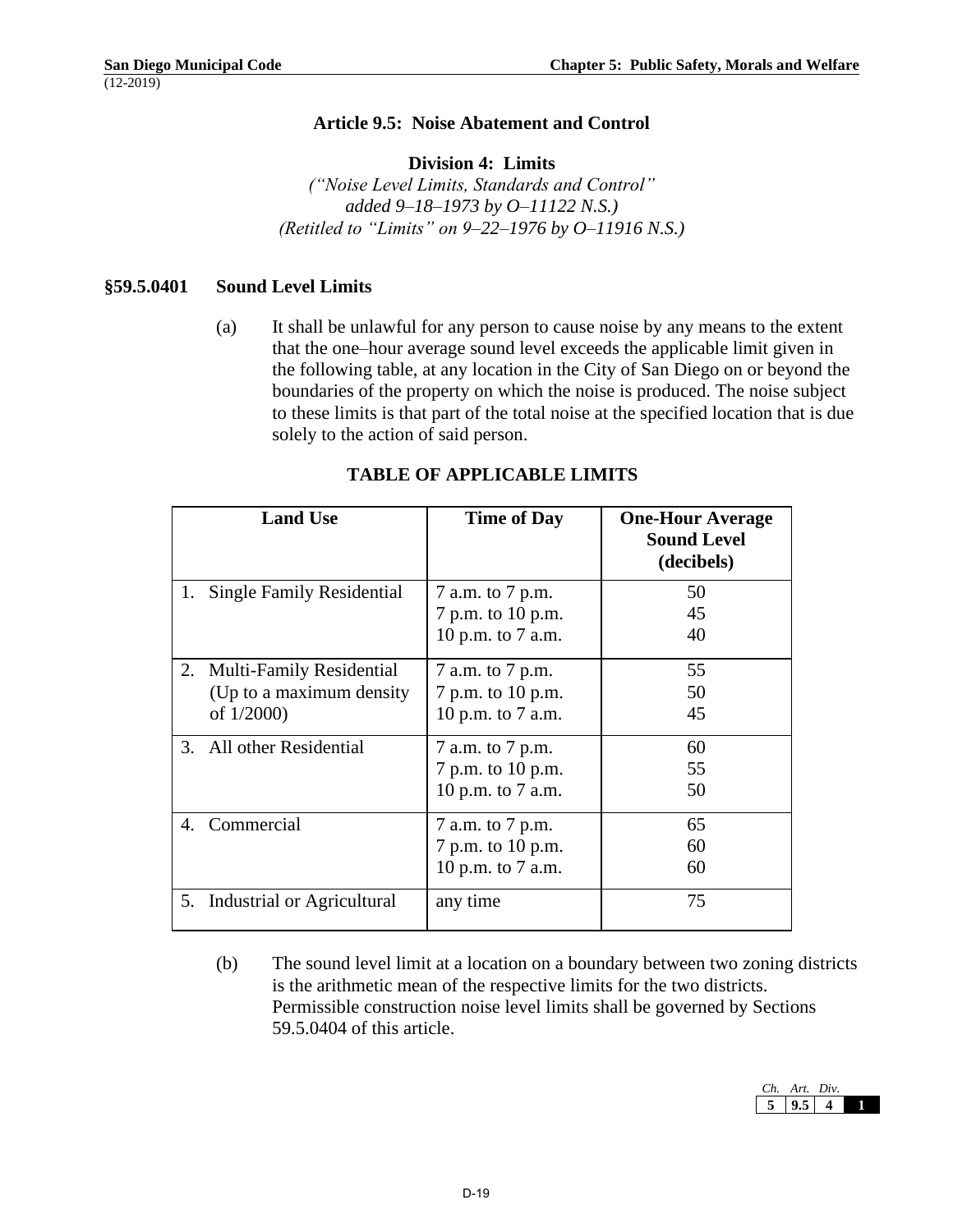## Article 9.5: Noise Abatement and Control

### Division 4: Limits

*("Noise Level Limits, Standards and Control"*
*added 9–18–1973 by O–11122 N.S.)*
*(Retitled to "Limits" on 9–22–1976 by O–11916 N.S.)*

### §59.5.0401 Sound Level Limits

(a) It shall be unlawful for any person to cause noise by any means to the extent that the one–hour average sound level exceeds the applicable limit given in the following table, at any location in the City of San Diego on or beyond the boundaries of the property on which the noise is produced. The noise subject to these limits is that part of the total noise at the specified location that is due solely to the action of said person.

**TABLE OF APPLICABLE LIMITS**

| Land Use | Time of Day | One-Hour Average Sound Level (decibels) |
|---|---|---|
| 1. Single Family Residential | 7 a.m. to 7 p.m.<br>7 p.m. to 10 p.m.<br>10 p.m. to 7 a.m. | 50<br>45<br>40 |
| 2. Multi-Family Residential (Up to a maximum density of 1/2000) | 7 a.m. to 7 p.m.<br>7 p.m. to 10 p.m.<br>10 p.m. to 7 a.m. | 55<br>50<br>45 |
| 3. All other Residential | 7 a.m. to 7 p.m.<br>7 p.m. to 10 p.m.<br>10 p.m. to 7 a.m. | 60<br>55<br>50 |
| 4. Commercial | 7 a.m. to 7 p.m.<br>7 p.m. to 10 p.m.<br>10 p.m. to 7 a.m. | 65<br>60<br>60 |
| 5. Industrial or Agricultural | any time | 75 |

(b) The sound level limit at a location on a boundary between two zoning districts is the arithmetic mean of the respective limits for the two districts. Permissible construction noise level limits shall be governed by Sections 59.5.0404 of this article.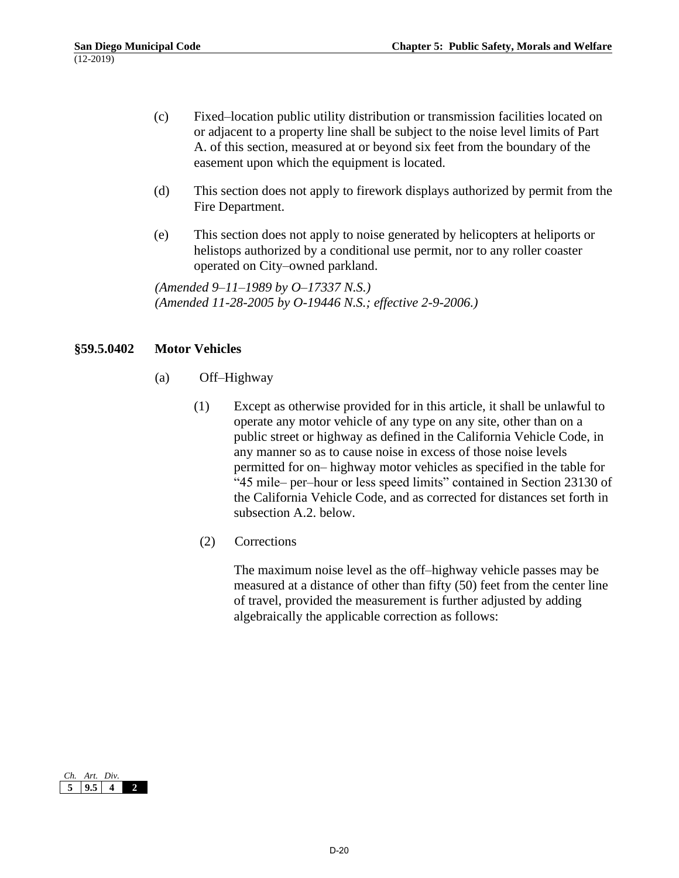(c) Fixed–location public utility distribution or transmission facilities located on or adjacent to a property line shall be subject to the noise level limits of Part A. of this section, measured at or beyond six feet from the boundary of the easement upon which the equipment is located.

(d) This section does not apply to firework displays authorized by permit from the Fire Department.

(e) This section does not apply to noise generated by helicopters at heliports or helistops authorized by a conditional use permit, nor to any roller coaster operated on City–owned parkland.

*(Amended 9–11–1989 by O–17337 N.S.)*
*(Amended 11-28-2005 by O-19446 N.S.; effective 2-9-2006.)*

## §59.5.0402 Motor Vehicles

(a) Off–Highway

(1) Except as otherwise provided for in this article, it shall be unlawful to operate any motor vehicle of any type on any site, other than on a public street or highway as defined in the California Vehicle Code, in any manner so as to cause noise in excess of those noise levels permitted for on– highway motor vehicles as specified in the table for "45 mile– per–hour or less speed limits" contained in Section 23130 of the California Vehicle Code, and as corrected for distances set forth in subsection A.2. below.

(2) Corrections

The maximum noise level as the off–highway vehicle passes may be measured at a distance of other than fifty (50) feet from the center line of travel, provided the measurement is further adjusted by adding algebraically the applicable correction as follows: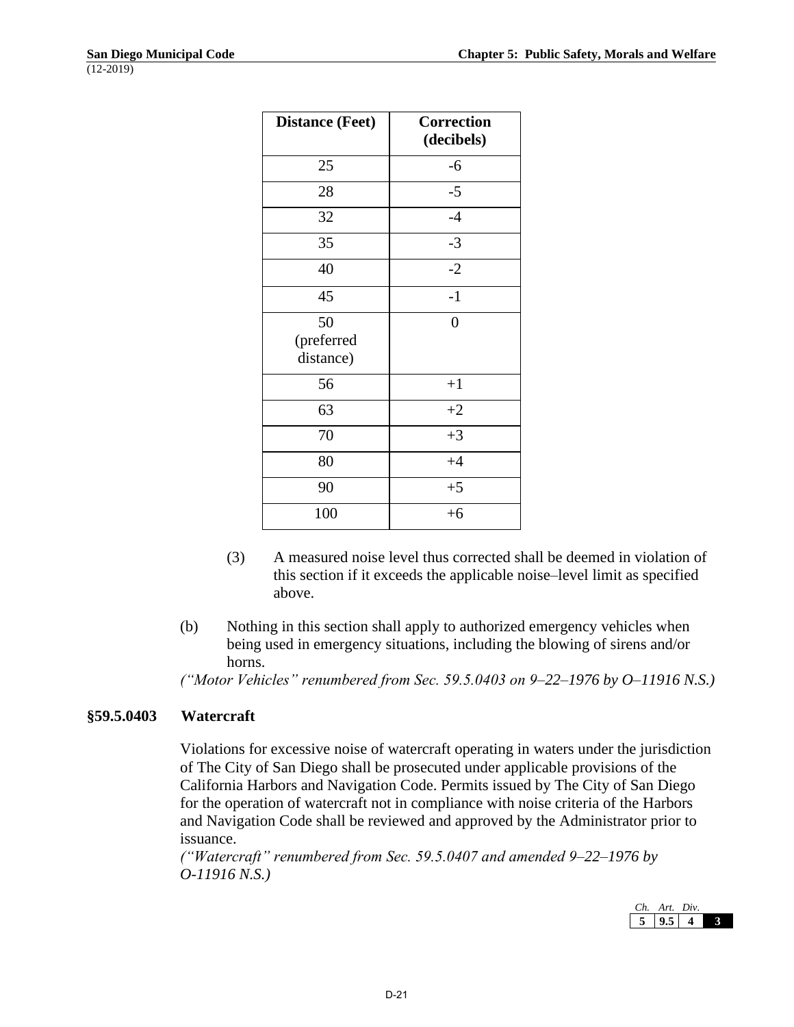| Distance (Feet) | Correction (decibels) |
|---|---|
| 25 | -6 |
| 28 | -5 |
| 32 | -4 |
| 35 | -3 |
| 40 | -2 |
| 45 | -1 |
| 50 (preferred distance) | 0 |
| 56 | +1 |
| 63 | +2 |
| 70 | +3 |
| 80 | +4 |
| 90 | +5 |
| 100 | +6 |

(3) A measured noise level thus corrected shall be deemed in violation of this section if it exceeds the applicable noise–level limit as specified above.

(b) Nothing in this section shall apply to authorized emergency vehicles when being used in emergency situations, including the blowing of sirens and/or horns.

*("Motor Vehicles" renumbered from Sec. 59.5.0403 on 9–22–1976 by O–11916 N.S.)*

### §59.5.0403 Watercraft

Violations for excessive noise of watercraft operating in waters under the jurisdiction of The City of San Diego shall be prosecuted under applicable provisions of the California Harbors and Navigation Code. Permits issued by The City of San Diego for the operation of watercraft not in compliance with noise criteria of the Harbors and Navigation Code shall be reviewed and approved by the Administrator prior to issuance.

*("Watercraft" renumbered from Sec. 59.5.0407 and amended 9–22–1976 by O-11916 N.S.)*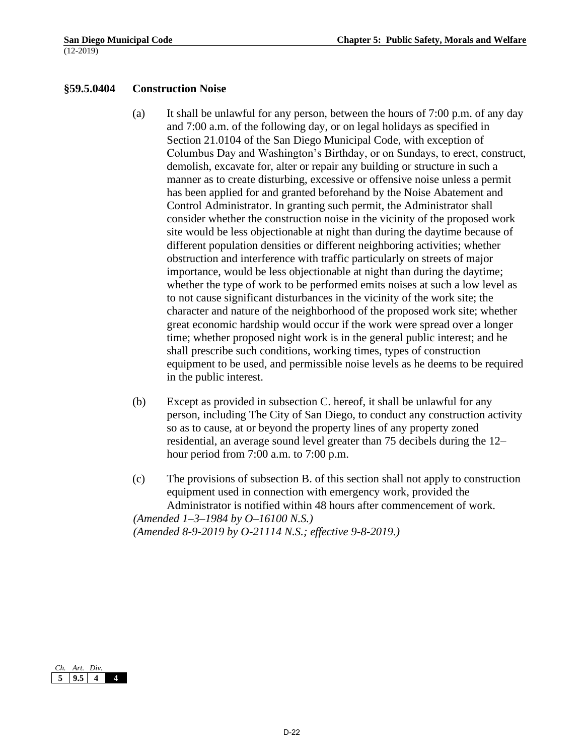### §59.5.0404 Construction Noise

(a) It shall be unlawful for any person, between the hours of 7:00 p.m. of any day and 7:00 a.m. of the following day, or on legal holidays as specified in Section 21.0104 of the San Diego Municipal Code, with exception of Columbus Day and Washington's Birthday, or on Sundays, to erect, construct, demolish, excavate for, alter or repair any building or structure in such a manner as to create disturbing, excessive or offensive noise unless a permit has been applied for and granted beforehand by the Noise Abatement and Control Administrator. In granting such permit, the Administrator shall consider whether the construction noise in the vicinity of the proposed work site would be less objectionable at night than during the daytime because of different population densities or different neighboring activities; whether obstruction and interference with traffic particularly on streets of major importance, would be less objectionable at night than during the daytime; whether the type of work to be performed emits noises at such a low level as to not cause significant disturbances in the vicinity of the work site; the character and nature of the neighborhood of the proposed work site; whether great economic hardship would occur if the work were spread over a longer time; whether proposed night work is in the general public interest; and he shall prescribe such conditions, working times, types of construction equipment to be used, and permissible noise levels as he deems to be required in the public interest.

(b) Except as provided in subsection C. hereof, it shall be unlawful for any person, including The City of San Diego, to conduct any construction activity so as to cause, at or beyond the property lines of any property zoned residential, an average sound level greater than 75 decibels during the 12–hour period from 7:00 a.m. to 7:00 p.m.

(c) The provisions of subsection B. of this section shall not apply to construction equipment used in connection with emergency work, provided the Administrator is notified within 48 hours after commencement of work.

*(Amended 1–3–1984 by O–16100 N.S.)*
*(Amended 8-9-2019 by O-21114 N.S.; effective 9-8-2019.)*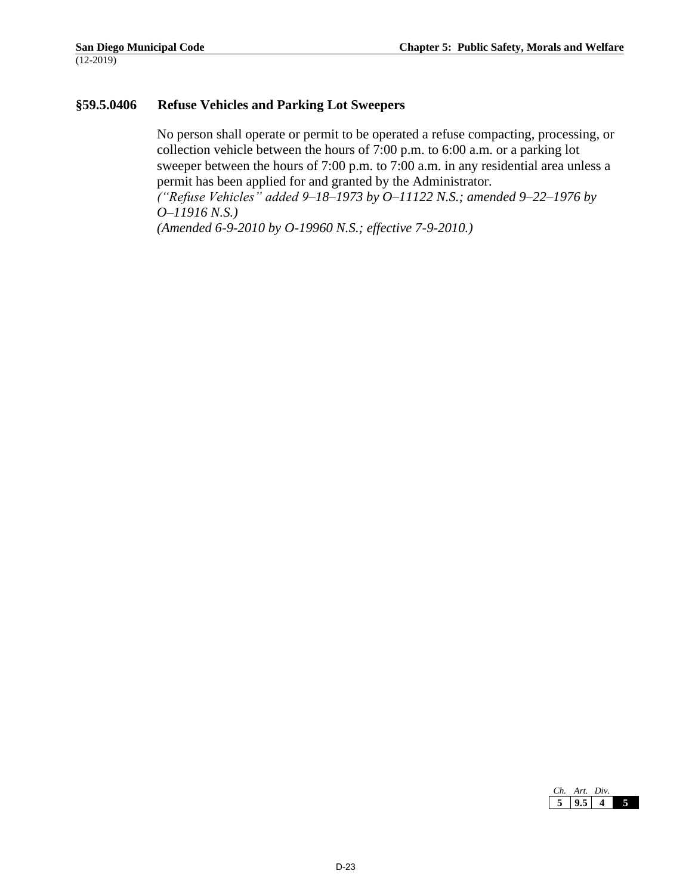### §59.5.0406 Refuse Vehicles and Parking Lot Sweepers

No person shall operate or permit to be operated a refuse compacting, processing, or collection vehicle between the hours of 7:00 p.m. to 6:00 a.m. or a parking lot sweeper between the hours of 7:00 p.m. to 7:00 a.m. in any residential area unless a permit has been applied for and granted by the Administrator.

*("Refuse Vehicles" added 9–18–1973 by O–11122 N.S.; amended 9–22–1976 by O–11916 N.S.)*

*(Amended 6-9-2010 by O-19960 N.S.; effective 7-9-2010.)*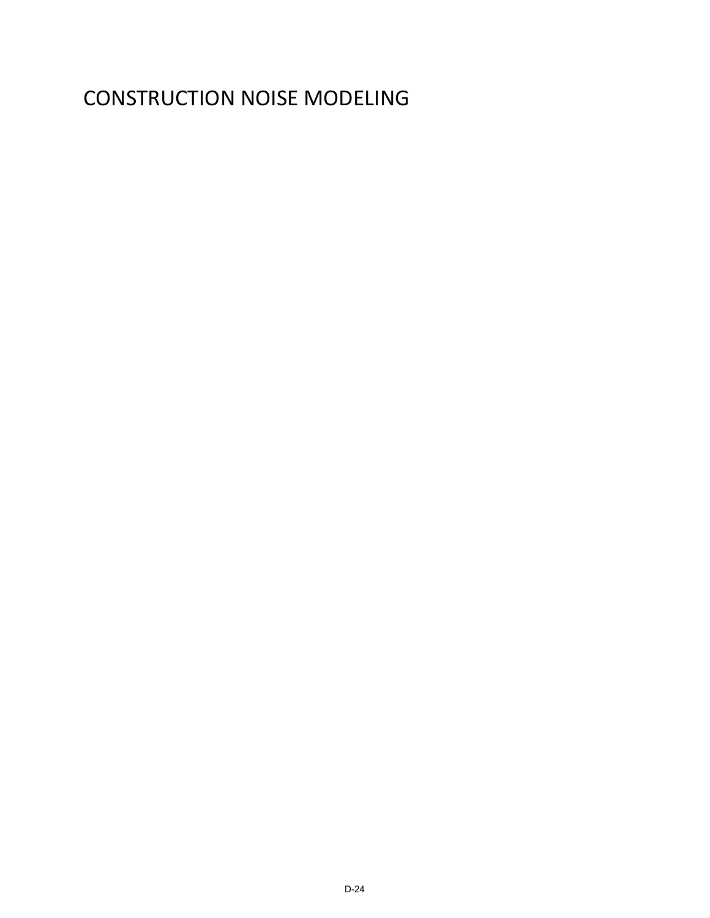# CONSTRUCTION NOISE MODELING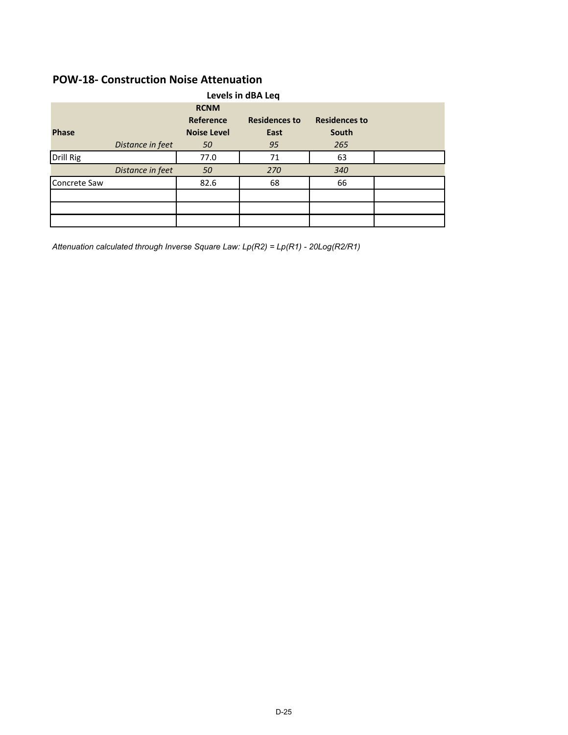## POW-18- Construction Noise Attenuation

**Levels in dBA Leq**

| Phase | RCNM Reference Noise Level | Residences to East | Residences to South | |
|---|---|---|---|---|
| *Distance in feet* | *50* | *95* | *265* | |
| Drill Rig | 77.0 | 71 | 63 | |
| *Distance in feet* | *50* | *270* | *340* | |
| Concrete Saw | 82.6 | 68 | 66 | |
| | | | | |
| | | | | |
| | | | | |

*Attenuation calculated through Inverse Square Law: Lp(R2) = Lp(R1) - 20Log(R2/R1)*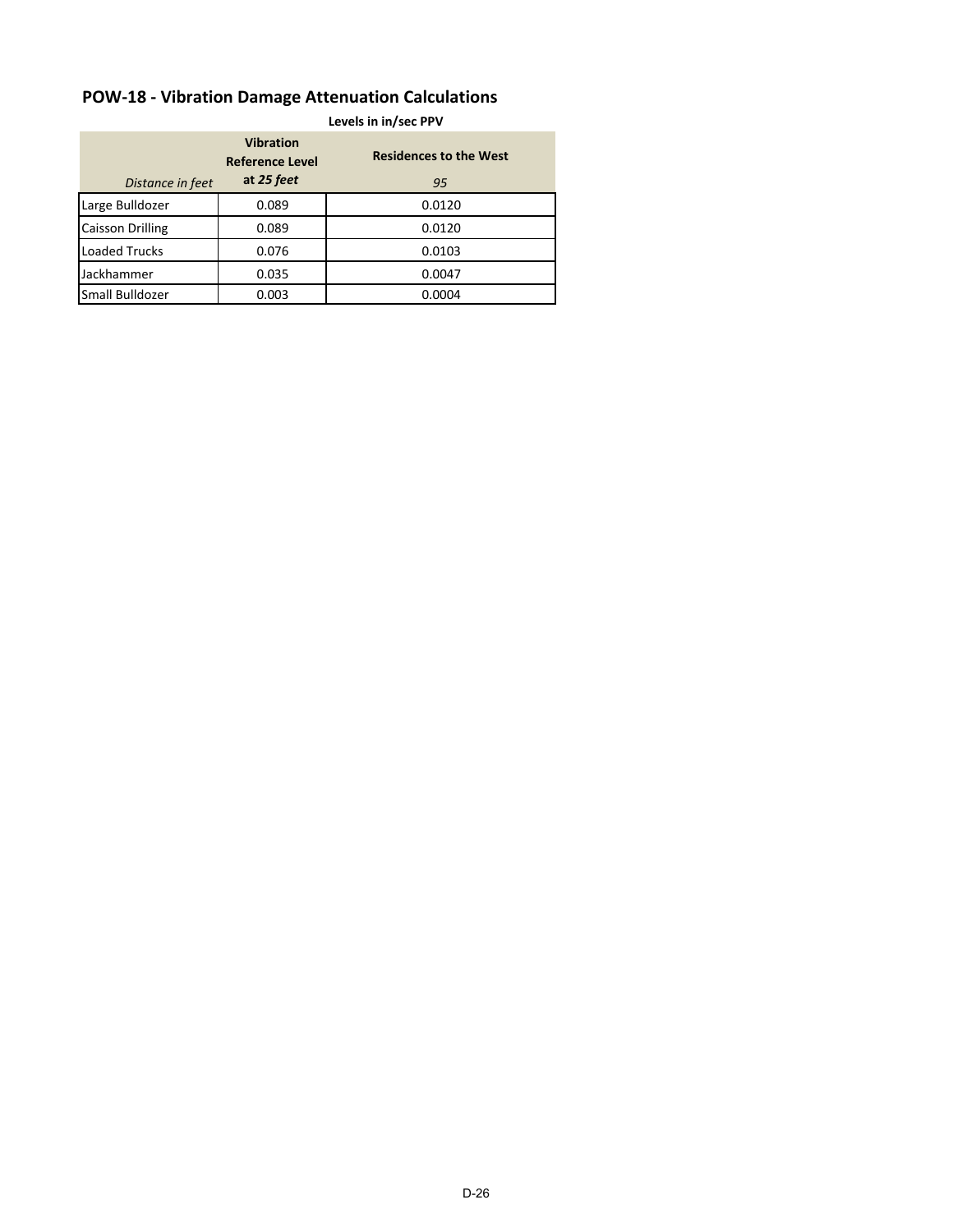## POW-18 - Vibration Damage Attenuation Calculations

**Levels in in/sec PPV**

| *Distance in feet* | **Vibration Reference Level at *25 feet*** | **Residences to the West** *95* |
|---|---|---|
| Large Bulldozer | 0.089 | 0.0120 |
| Caisson Drilling | 0.089 | 0.0120 |
| Loaded Trucks | 0.076 | 0.0103 |
| Jackhammer | 0.035 | 0.0047 |
| Small Bulldozer | 0.003 | 0.0004 |